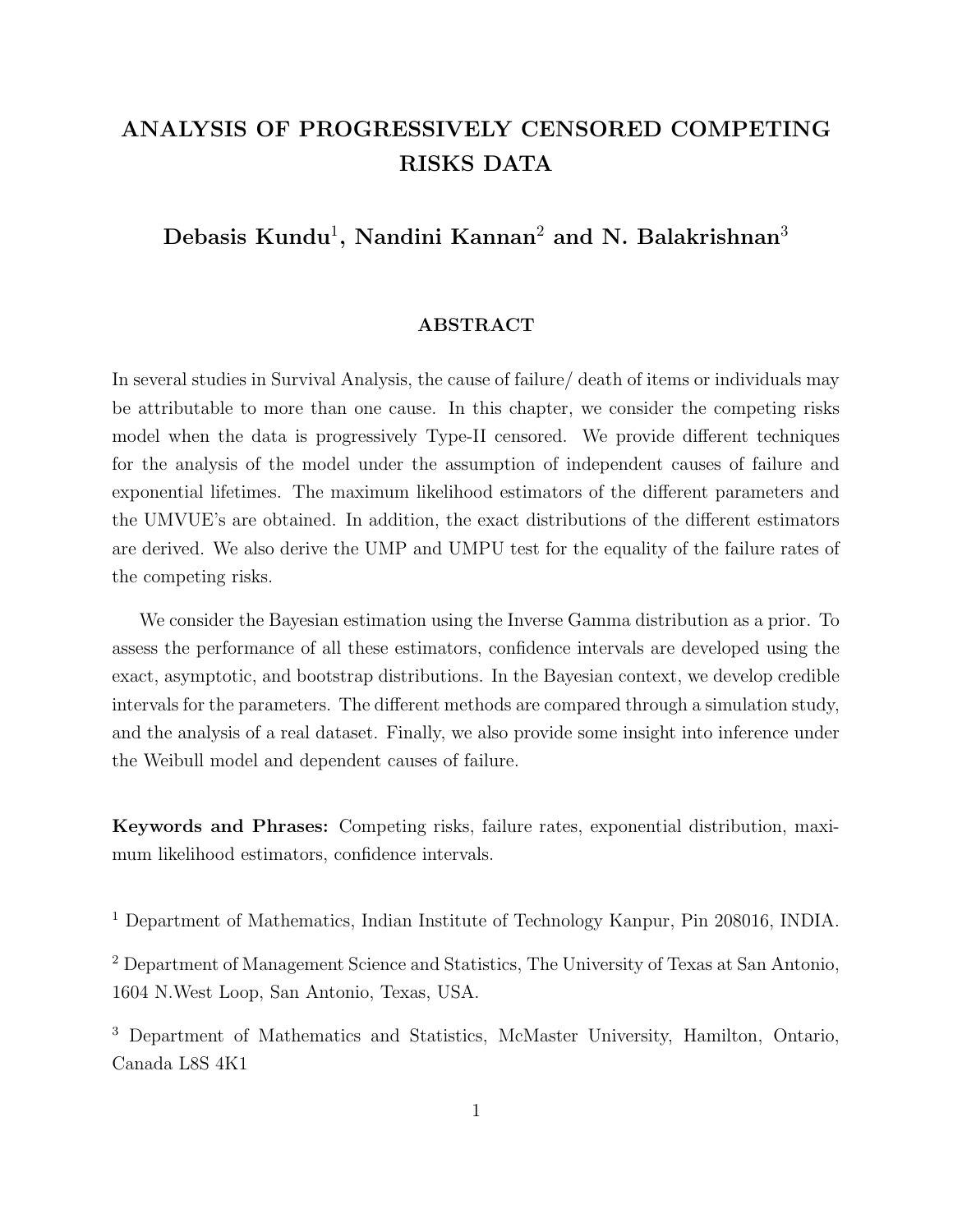# ANALYSIS OF PROGRESSIVELY CENSORED COMPETING RISKS DATA

**Debasis Kundu[1], Nandini Kannan[2] and N. Balakrishnan[3]**

## ABSTRACT

In several studies in Survival Analysis, the cause of failure/ death of items or individuals may be attributable to more than one cause. In this chapter, we consider the competing risks model when the data is progressively Type-II censored. We provide different techniques for the analysis of the model under the assumption of independent causes of failure and exponential lifetimes. The maximum likelihood estimators of the different parameters and the UMVUE's are obtained. In addition, the exact distributions of the different estimators are derived. We also derive the UMP and UMPU test for the equality of the failure rates of the competing risks.

We consider the Bayesian estimation using the Inverse Gamma distribution as a prior. To assess the performance of all these estimators, confidence intervals are developed using the exact, asymptotic, and bootstrap distributions. In the Bayesian context, we develop credible intervals for the parameters. The different methods are compared through a simulation study, and the analysis of a real dataset. Finally, we also provide some insight into inference under the Weibull model and dependent causes of failure.

**Keywords and Phrases:** Competing risks, failure rates, exponential distribution, maximum likelihood estimators, confidence intervals.

[1] Department of Mathematics, Indian Institute of Technology Kanpur, Pin 208016, INDIA.

[2] Department of Management Science and Statistics, The University of Texas at San Antonio, 1604 N.West Loop, San Antonio, Texas, USA.

[3] Department of Mathematics and Statistics, McMaster University, Hamilton, Ontario, Canada L8S 4K1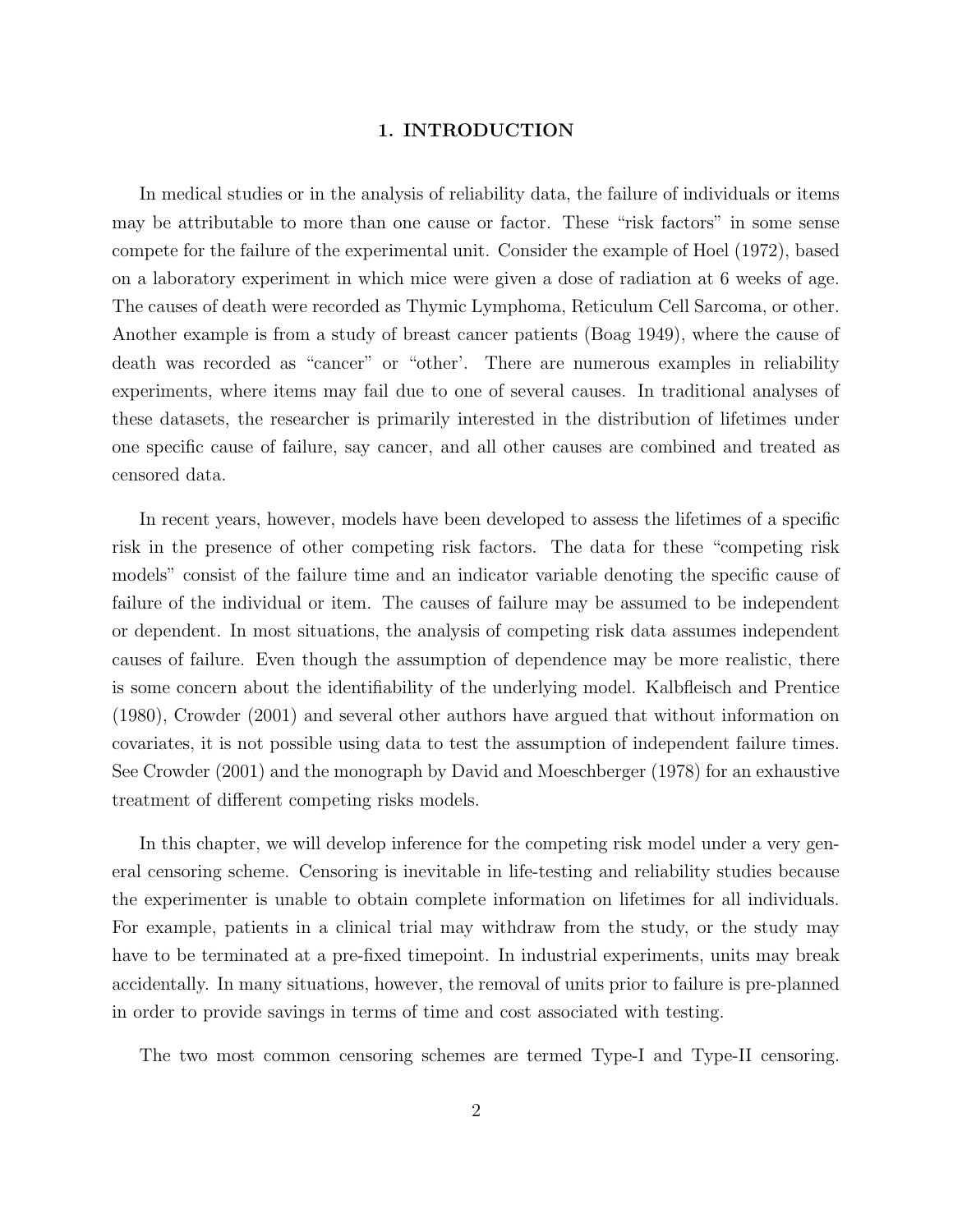# 1. INTRODUCTION

In medical studies or in the analysis of reliability data, the failure of individuals or items may be attributable to more than one cause or factor. These "risk factors" in some sense compete for the failure of the experimental unit. Consider the example of Hoel (1972), based on a laboratory experiment in which mice were given a dose of radiation at 6 weeks of age. The causes of death were recorded as Thymic Lymphoma, Reticulum Cell Sarcoma, or other. Another example is from a study of breast cancer patients (Boag 1949), where the cause of death was recorded as "cancer" or "other'. There are numerous examples in reliability experiments, where items may fail due to one of several causes. In traditional analyses of these datasets, the researcher is primarily interested in the distribution of lifetimes under one specific cause of failure, say cancer, and all other causes are combined and treated as censored data.

In recent years, however, models have been developed to assess the lifetimes of a specific risk in the presence of other competing risk factors. The data for these "competing risk models" consist of the failure time and an indicator variable denoting the specific cause of failure of the individual or item. The causes of failure may be assumed to be independent or dependent. In most situations, the analysis of competing risk data assumes independent causes of failure. Even though the assumption of dependence may be more realistic, there is some concern about the identifiability of the underlying model. Kalbfleisch and Prentice (1980), Crowder (2001) and several other authors have argued that without information on covariates, it is not possible using data to test the assumption of independent failure times. See Crowder (2001) and the monograph by David and Moeschberger (1978) for an exhaustive treatment of different competing risks models.

In this chapter, we will develop inference for the competing risk model under a very general censoring scheme. Censoring is inevitable in life-testing and reliability studies because the experimenter is unable to obtain complete information on lifetimes for all individuals. For example, patients in a clinical trial may withdraw from the study, or the study may have to be terminated at a pre-fixed timepoint. In industrial experiments, units may break accidentally. In many situations, however, the removal of units prior to failure is pre-planned in order to provide savings in terms of time and cost associated with testing.

The two most common censoring schemes are termed Type-I and Type-II censoring.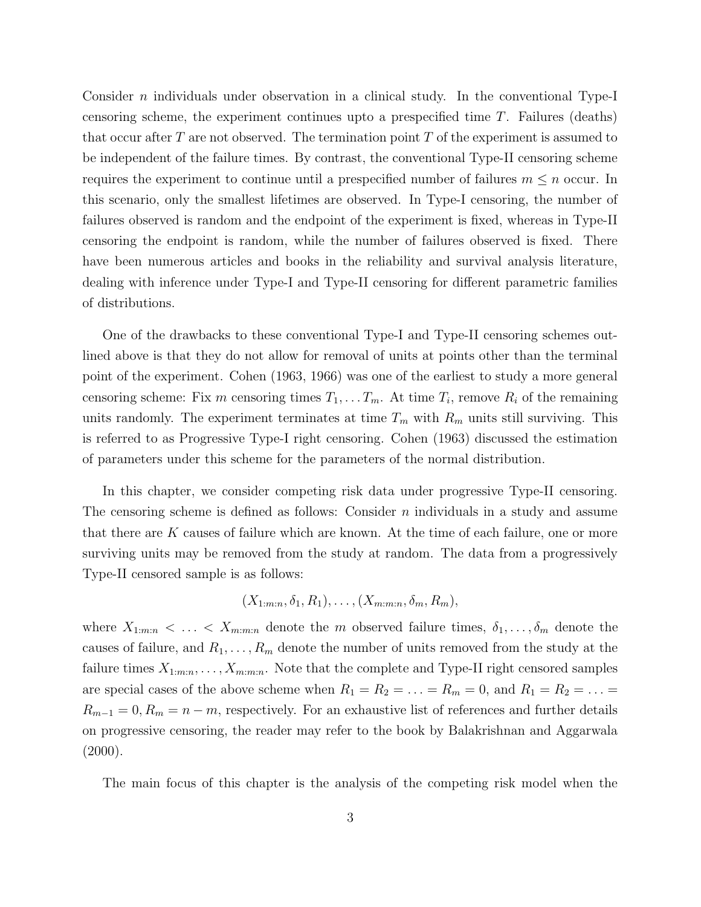Consider $n$ individuals under observation in a clinical study. In the conventional Type-I censoring scheme, the experiment continues upto a prespecified time $T$. Failures (deaths) that occur after $T$ are not observed. The termination point $T$ of the experiment is assumed to be independent of the failure times. By contrast, the conventional Type-II censoring scheme requires the experiment to continue until a prespecified number of failures $m \leq n$ occur. In this scenario, only the smallest lifetimes are observed. In Type-I censoring, the number of failures observed is random and the endpoint of the experiment is fixed, whereas in Type-II censoring the endpoint is random, while the number of failures observed is fixed. There have been numerous articles and books in the reliability and survival analysis literature, dealing with inference under Type-I and Type-II censoring for different parametric families of distributions.

One of the drawbacks to these conventional Type-I and Type-II censoring schemes outlined above is that they do not allow for removal of units at points other than the terminal point of the experiment. Cohen (1963, 1966) was one of the earliest to study a more general censoring scheme: Fix $m$ censoring times $T_1, \ldots T_m$. At time $T_i$, remove $R_i$ of the remaining units randomly. The experiment terminates at time $T_m$ with $R_m$ units still surviving. This is referred to as Progressive Type-I right censoring. Cohen (1963) discussed the estimation of parameters under this scheme for the parameters of the normal distribution.

In this chapter, we consider competing risk data under progressive Type-II censoring. The censoring scheme is defined as follows: Consider $n$ individuals in a study and assume that there are $K$ causes of failure which are known. At the time of each failure, one or more surviving units may be removed from the study at random. The data from a progressively Type-II censored sample is as follows:

$$(X_{1:m:n}, \delta_1, R_1), \ldots, (X_{m:m:n}, \delta_m, R_m),$$

where $X_{1:m:n} < \ldots < X_{m:m:n}$ denote the $m$ observed failure times, $\delta_1, \ldots, \delta_m$ denote the causes of failure, and $R_1, \ldots, R_m$ denote the number of units removed from the study at the failure times $X_{1:m:n}, \ldots, X_{m:m:n}$. Note that the complete and Type-II right censored samples are special cases of the above scheme when $R_1 = R_2 = \ldots = R_m = 0$, and $R_1 = R_2 = \ldots = R_{m-1} = 0, R_m = n - m$, respectively. For an exhaustive list of references and further details on progressive censoring, the reader may refer to the book by Balakrishnan and Aggarwala (2000).

The main focus of this chapter is the analysis of the competing risk model when the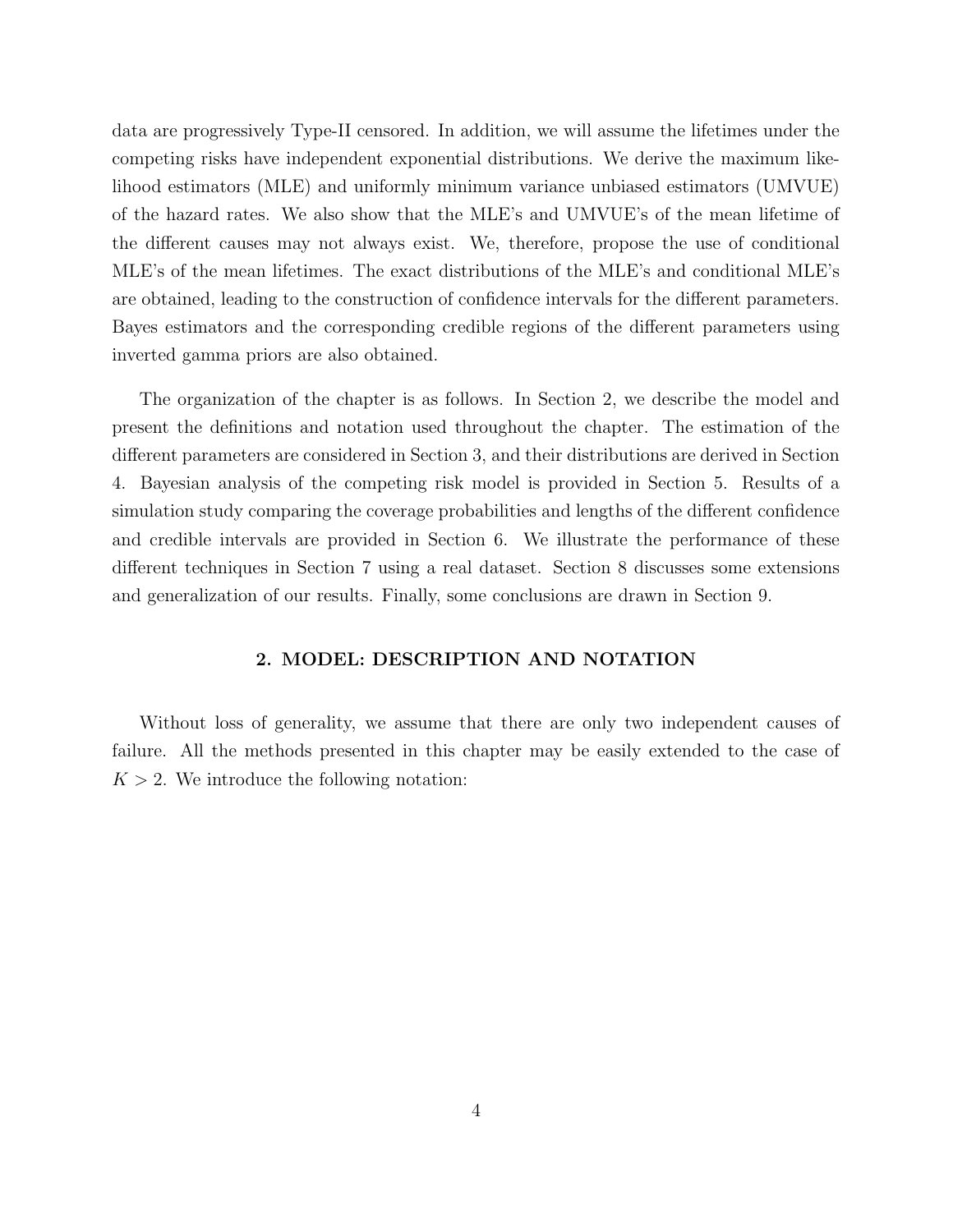data are progressively Type-II censored. In addition, we will assume the lifetimes under the competing risks have independent exponential distributions. We derive the maximum likelihood estimators (MLE) and uniformly minimum variance unbiased estimators (UMVUE) of the hazard rates. We also show that the MLE's and UMVUE's of the mean lifetime of the different causes may not always exist. We, therefore, propose the use of conditional MLE's of the mean lifetimes. The exact distributions of the MLE's and conditional MLE's are obtained, leading to the construction of confidence intervals for the different parameters. Bayes estimators and the corresponding credible regions of the different parameters using inverted gamma priors are also obtained.

The organization of the chapter is as follows. In Section 2, we describe the model and present the definitions and notation used throughout the chapter. The estimation of the different parameters are considered in Section 3, and their distributions are derived in Section 4. Bayesian analysis of the competing risk model is provided in Section 5. Results of a simulation study comparing the coverage probabilities and lengths of the different confidence and credible intervals are provided in Section 6. We illustrate the performance of these different techniques in Section 7 using a real dataset. Section 8 discusses some extensions and generalization of our results. Finally, some conclusions are drawn in Section 9.

## 2. MODEL: DESCRIPTION AND NOTATION

Without loss of generality, we assume that there are only two independent causes of failure. All the methods presented in this chapter may be easily extended to the case of $K > 2$. We introduce the following notation: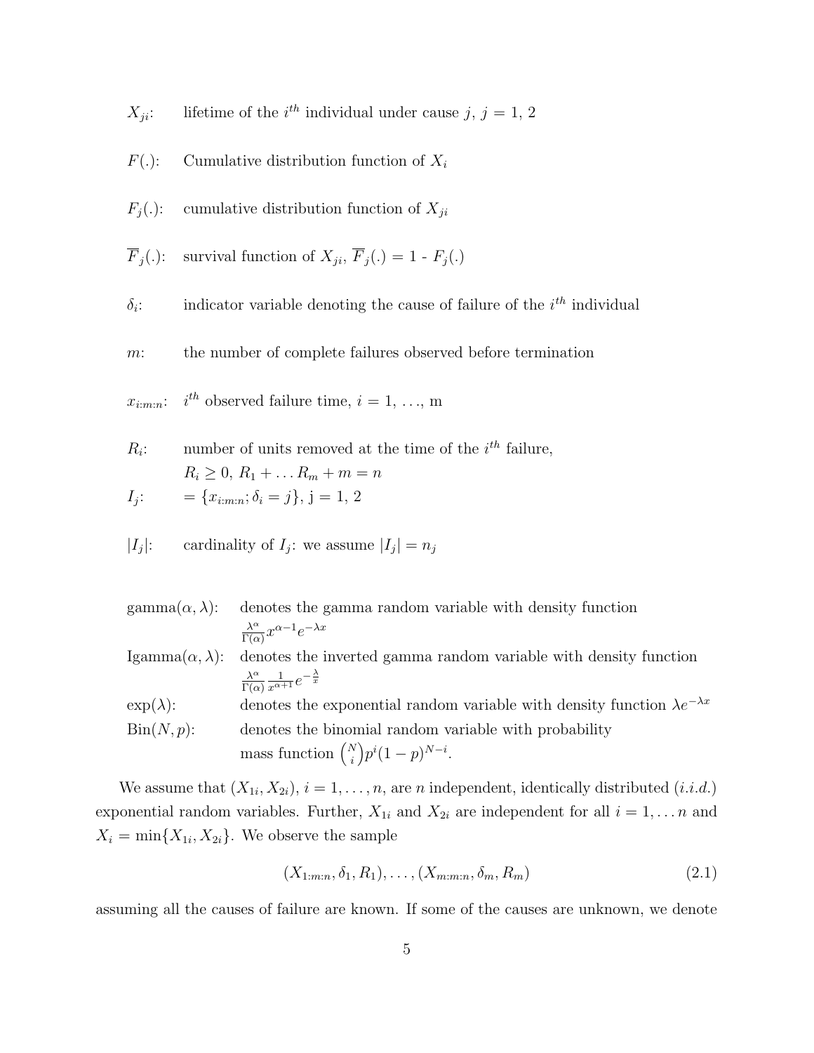$X_{ji}$: lifetime of the $i^{th}$ individual under cause $j$, $j = 1, 2$

$F(.)$: Cumulative distribution function of $X_i$

$F_j(.)$: cumulative distribution function of $X_{ji}$

$\overline{F}_j(.)$: survival function of $X_{ji}$, $\overline{F}_j(.) = 1 - F_j(.)$

$\delta_i$: indicator variable denoting the cause of failure of the $i^{th}$ individual

$m$: the number of complete failures observed before termination

$x_{i:m:n}$: $i^{th}$ observed failure time, $i = 1, \ldots,$ m

$R_i$: number of units removed at the time of the $i^{th}$ failure, $R_i \geq 0$, $R_1 + \ldots R_m + m = n$

$I_j$: $= \{x_{i:m:n}; \delta_i = j\}$, j = 1, 2

$|I_j|$: cardinality of $I_j$: we assume $|I_j| = n_j$

gamma$(\alpha, \lambda)$: denotes the gamma random variable with density function $\frac{\lambda^\alpha}{\Gamma(\alpha)} x^{\alpha-1} e^{-\lambda x}$

Igamma$(\alpha, \lambda)$: denotes the inverted gamma random variable with density function $\frac{\lambda^\alpha}{\Gamma(\alpha)} \frac{1}{x^{\alpha+1}} e^{-\frac{\lambda}{x}}$

exp$(\lambda)$: denotes the exponential random variable with density function $\lambda e^{-\lambda x}$

Bin$(N, p)$: denotes the binomial random variable with probability mass function $\binom{N}{i} p^i (1-p)^{N-i}$.

We assume that $(X_{1i}, X_{2i})$, $i = 1, \ldots, n$, are $n$ independent, identically distributed (*i.i.d.*) exponential random variables. Further, $X_{1i}$ and $X_{2i}$ are independent for all $i = 1, \ldots n$ and $X_i = \min\{X_{1i}, X_{2i}\}$. We observe the sample

$$(X_{1:m:n}, \delta_1, R_1), \ldots, (X_{m:m:n}, \delta_m, R_m) \tag{2.1}$$

assuming all the causes of failure are known. If some of the causes are unknown, we denote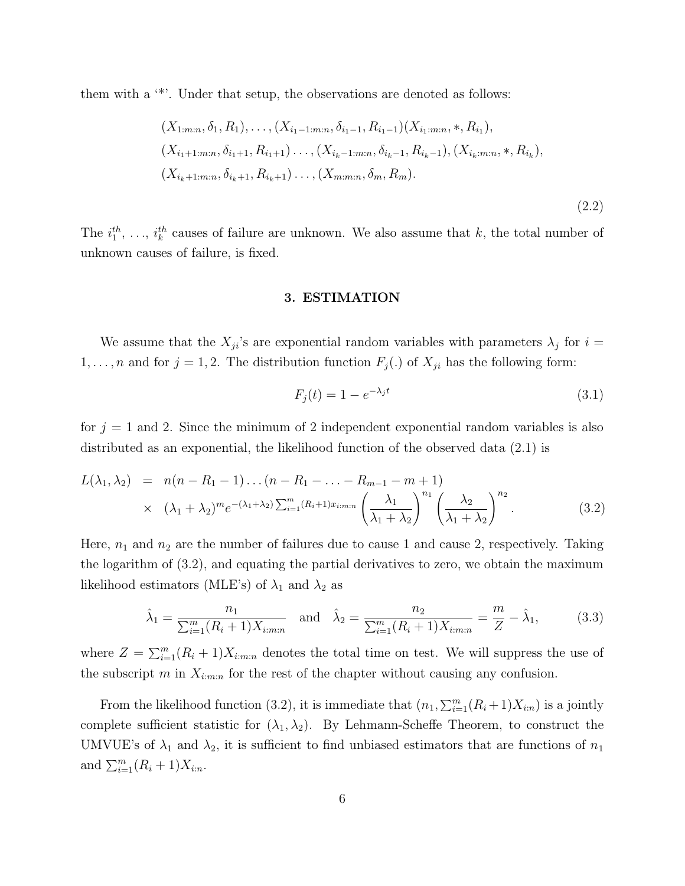them with a '*'. Under that setup, the observations are denoted as follows:

$$
\begin{aligned}
&(X_{1:m:n}, \delta_1, R_1), \ldots, (X_{i_1-1:m:n}, \delta_{i_1-1}, R_{i_1-1})(X_{i_1:m:n}, *, R_{i_1}), \\
&(X_{i_1+1:m:n}, \delta_{i_1+1}, R_{i_1+1}) \ldots, (X_{i_k-1:m:n}, \delta_{i_k-1}, R_{i_k-1}), (X_{i_k:m:n}, *, R_{i_k}), \\
&(X_{i_k+1:m:n}, \delta_{i_k+1}, R_{i_k+1}) \ldots, (X_{m:m:n}, \delta_m, R_m).
\end{aligned}
\tag{2.2}
$$

The $i_1^{th}$, ..., $i_k^{th}$ causes of failure are unknown. We also assume that $k$, the total number of unknown causes of failure, is fixed.

## 3. ESTIMATION

We assume that the $X_{ji}$'s are exponential random variables with parameters $\lambda_j$ for $i = 1, \ldots, n$ and for $j = 1, 2$. The distribution function $F_j(.)$ of $X_{ji}$ has the following form:

$$
F_j(t) = 1 - e^{-\lambda_j t} \tag{3.1}
$$

for $j = 1$ and 2. Since the minimum of 2 independent exponential random variables is also distributed as an exponential, the likelihood function of the observed data (2.1) is

$$
\begin{aligned}
L(\lambda_1, \lambda_2) &= n(n - R_1 - 1) \ldots (n - R_1 - \ldots - R_{m-1} - m + 1) \\
&\times \; (\lambda_1 + \lambda_2)^m e^{-(\lambda_1+\lambda_2)\sum_{i=1}^m (R_i+1)x_{i:m:n}} \left(\frac{\lambda_1}{\lambda_1 + \lambda_2}\right)^{n_1} \left(\frac{\lambda_2}{\lambda_1 + \lambda_2}\right)^{n_2}.
\end{aligned}
\tag{3.2}
$$

Here, $n_1$ and $n_2$ are the number of failures due to cause 1 and cause 2, respectively. Taking the logarithm of (3.2), and equating the partial derivatives to zero, we obtain the maximum likelihood estimators (MLE's) of $\lambda_1$ and $\lambda_2$ as

$$
\hat{\lambda}_1 = \frac{n_1}{\sum_{i=1}^m (R_i + 1) X_{i:m:n}} \quad \text{and} \quad \hat{\lambda}_2 = \frac{n_2}{\sum_{i=1}^m (R_i + 1) X_{i:m:n}} = \frac{m}{Z} - \hat{\lambda}_1, \tag{3.3}
$$

where $Z = \sum_{i=1}^m (R_i + 1) X_{i:m:n}$ denotes the total time on test. We will suppress the use of the subscript $m$ in $X_{i:m:n}$ for the rest of the chapter without causing any confusion.

From the likelihood function (3.2), it is immediate that $(n_1, \sum_{i=1}^m (R_i + 1) X_{i:n})$ is a jointly complete sufficient statistic for $(\lambda_1, \lambda_2)$. By Lehmann-Scheffe Theorem, to construct the UMVUE's of $\lambda_1$ and $\lambda_2$, it is sufficient to find unbiased estimators that are functions of $n_1$ and $\sum_{i=1}^m (R_i + 1) X_{i:n}$.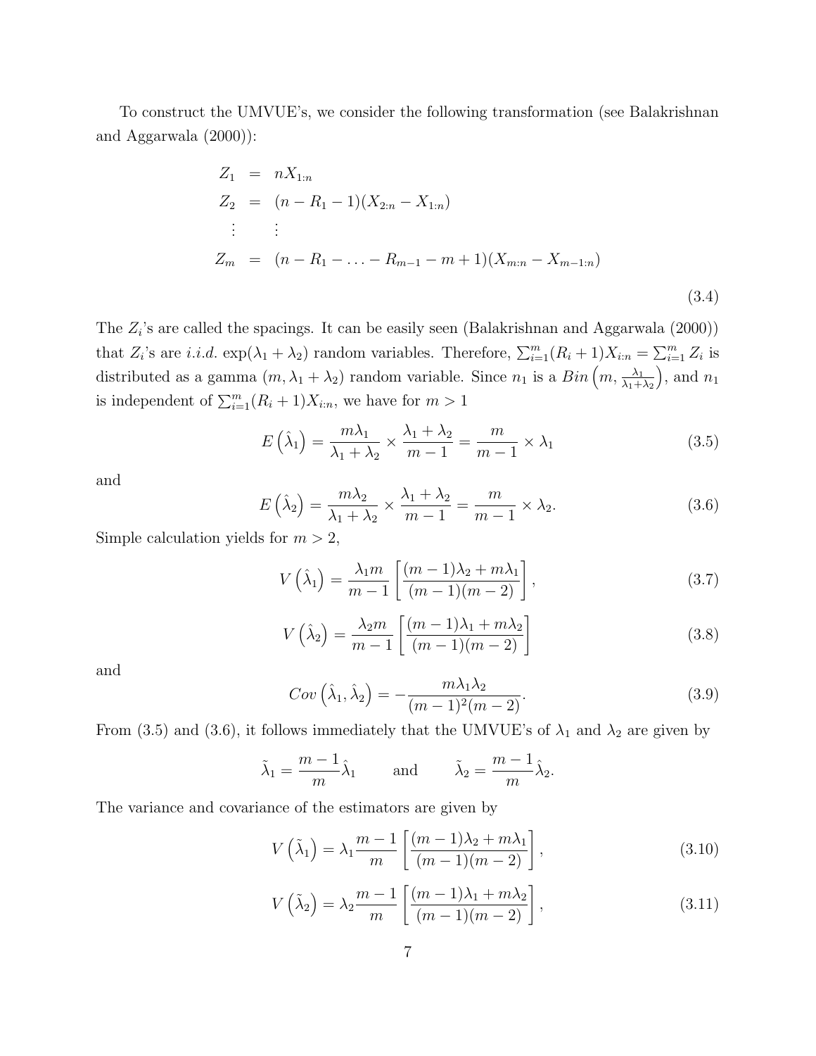To construct the UMVUE's, we consider the following transformation (see Balakrishnan and Aggarwala (2000)):

$$
\begin{aligned}
Z_1 &= nX_{1:n} \\
Z_2 &= (n - R_1 - 1)(X_{2:n} - X_{1:n}) \\
\vdots & \quad \vdots \\
Z_m &= (n - R_1 - \ldots - R_{m-1} - m + 1)(X_{m:n} - X_{m-1:n})
\end{aligned}
\tag{3.4}
$$

The $Z_i$'s are called the spacings. It can be easily seen (Balakrishnan and Aggarwala (2000)) that $Z_i$'s are *i.i.d.* $\exp(\lambda_1 + \lambda_2)$ random variables. Therefore, $\sum_{i=1}^{m}(R_i + 1)X_{i:n} = \sum_{i=1}^{m} Z_i$ is distributed as a gamma $(m, \lambda_1 + \lambda_2)$ random variable. Since $n_1$ is a $Bin\left(m, \frac{\lambda_1}{\lambda_1+\lambda_2}\right)$, and $n_1$ is independent of $\sum_{i=1}^{m}(R_i + 1)X_{i:n}$, we have for $m > 1$

$$
E\left(\hat{\lambda}_1\right) = \frac{m\lambda_1}{\lambda_1 + \lambda_2} \times \frac{\lambda_1 + \lambda_2}{m - 1} = \frac{m}{m - 1} \times \lambda_1 \tag{3.5}
$$

and

$$
E\left(\hat{\lambda}_2\right) = \frac{m\lambda_2}{\lambda_1 + \lambda_2} \times \frac{\lambda_1 + \lambda_2}{m - 1} = \frac{m}{m - 1} \times \lambda_2. \tag{3.6}
$$

Simple calculation yields for $m > 2$,

$$
V\left(\hat{\lambda}_1\right) = \frac{\lambda_1 m}{m - 1}\left[\frac{(m - 1)\lambda_2 + m\lambda_1}{(m - 1)(m - 2)}\right], \tag{3.7}
$$

$$
V\left(\hat{\lambda}_2\right) = \frac{\lambda_2 m}{m - 1}\left[\frac{(m - 1)\lambda_1 + m\lambda_2}{(m - 1)(m - 2)}\right] \tag{3.8}
$$

and

$$
Cov\left(\hat{\lambda}_1, \hat{\lambda}_2\right) = -\frac{m\lambda_1\lambda_2}{(m - 1)^2(m - 2)}. \tag{3.9}
$$

From (3.5) and (3.6), it follows immediately that the UMVUE's of $\lambda_1$ and $\lambda_2$ are given by

$$
\tilde{\lambda}_1 = \frac{m - 1}{m}\hat{\lambda}_1 \qquad \text{and} \qquad \tilde{\lambda}_2 = \frac{m - 1}{m}\hat{\lambda}_2.
$$

The variance and covariance of the estimators are given by

$$
V\left(\tilde{\lambda}_1\right) = \lambda_1 \frac{m - 1}{m}\left[\frac{(m - 1)\lambda_2 + m\lambda_1}{(m - 1)(m - 2)}\right], \tag{3.10}
$$

$$
V\left(\tilde{\lambda}_2\right) = \lambda_2 \frac{m - 1}{m}\left[\frac{(m - 1)\lambda_1 + m\lambda_2}{(m - 1)(m - 2)}\right], \tag{3.11}
$$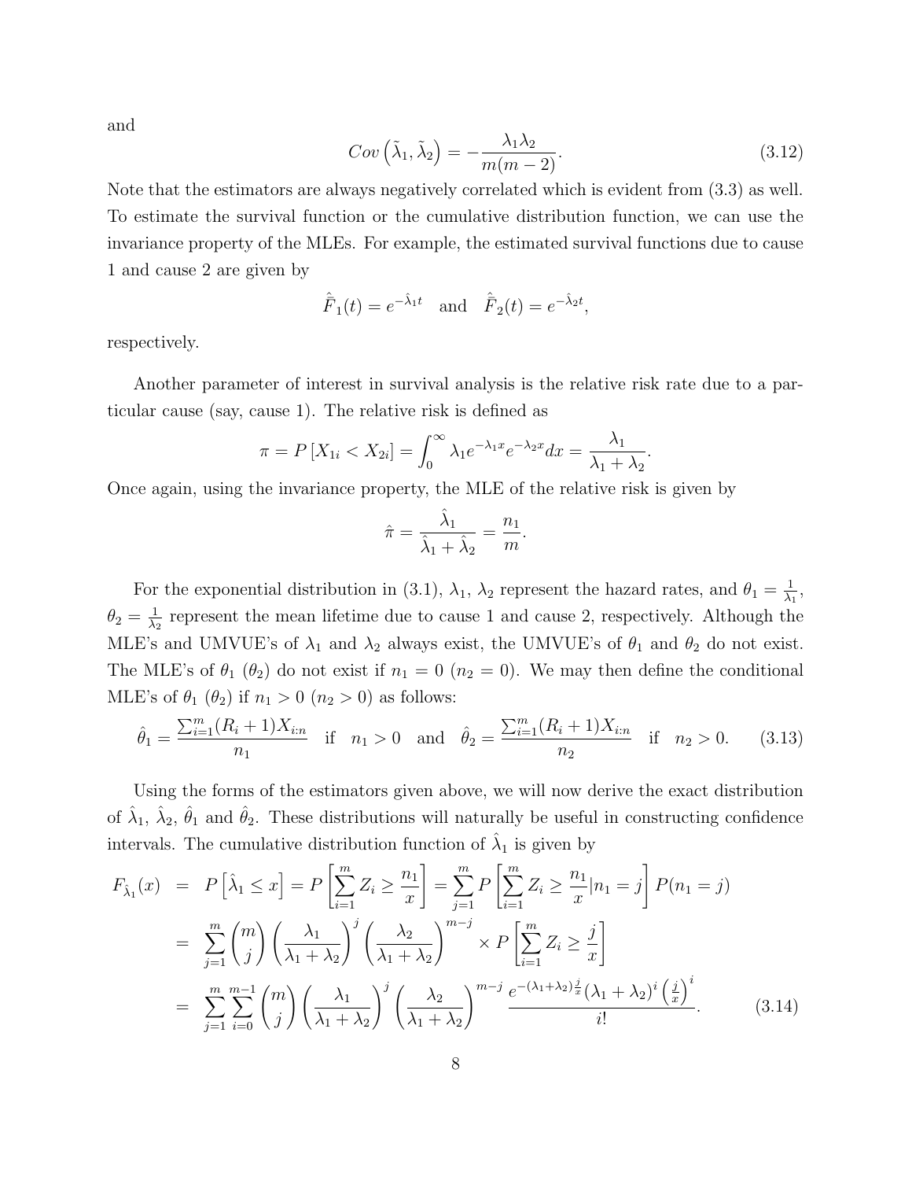and

$$Cov\left(\tilde{\lambda}_1, \tilde{\lambda}_2\right) = -\frac{\lambda_1 \lambda_2}{m(m-2)}. \tag{3.12}$$

Note that the estimators are always negatively correlated which is evident from (3.3) as well. To estimate the survival function or the cumulative distribution function, we can use the invariance property of the MLEs. For example, the estimated survival functions due to cause 1 and cause 2 are given by

$$\hat{\bar{F}}_1(t) = e^{-\hat{\lambda}_1 t} \quad \text{and} \quad \hat{\bar{F}}_2(t) = e^{-\hat{\lambda}_2 t},$$

respectively.

Another parameter of interest in survival analysis is the relative risk rate due to a particular cause (say, cause 1). The relative risk is defined as

$$\pi = P\left[X_{1i} < X_{2i}\right] = \int_0^\infty \lambda_1 e^{-\lambda_1 x} e^{-\lambda_2 x} dx = \frac{\lambda_1}{\lambda_1 + \lambda_2}.$$

Once again, using the invariance property, the MLE of the relative risk is given by

$$\hat{\pi} = \frac{\hat{\lambda}_1}{\hat{\lambda}_1 + \hat{\lambda}_2} = \frac{n_1}{m}.$$

For the exponential distribution in (3.1), $\lambda_1$, $\lambda_2$ represent the hazard rates, and $\theta_1 = \frac{1}{\lambda_1}$, $\theta_2 = \frac{1}{\lambda_2}$ represent the mean lifetime due to cause 1 and cause 2, respectively. Although the MLE's and UMVUE's of $\lambda_1$ and $\lambda_2$ always exist, the UMVUE's of $\theta_1$ and $\theta_2$ do not exist. The MLE's of $\theta_1$ ($\theta_2$) do not exist if $n_1 = 0$ ($n_2 = 0$). We may then define the conditional MLE's of $\theta_1$ ($\theta_2$) if $n_1 > 0$ ($n_2 > 0$) as follows:

$$\hat{\theta}_1 = \frac{\sum_{i=1}^m (R_i+1) X_{i:n}}{n_1} \quad \text{if} \quad n_1 > 0 \quad \text{and} \quad \hat{\theta}_2 = \frac{\sum_{i=1}^m (R_i+1) X_{i:n}}{n_2} \quad \text{if} \quad n_2 > 0. \tag{3.13}$$

Using the forms of the estimators given above, we will now derive the exact distribution of $\hat{\lambda}_1$, $\hat{\lambda}_2$, $\hat{\theta}_1$ and $\hat{\theta}_2$. These distributions will naturally be useful in constructing confidence intervals. The cumulative distribution function of $\hat{\lambda}_1$ is given by

$$\begin{aligned}
F_{\hat{\lambda}_1}(x) &= P\left[\hat{\lambda}_1 \le x\right] = P\left[\sum_{i=1}^m Z_i \ge \frac{n_1}{x}\right] = \sum_{j=1}^m P\left[\sum_{i=1}^m Z_i \ge \frac{n_1}{x} | n_1 = j\right] P(n_1 = j) \\
&= \sum_{j=1}^m \binom{m}{j} \left(\frac{\lambda_1}{\lambda_1+\lambda_2}\right)^j \left(\frac{\lambda_2}{\lambda_1+\lambda_2}\right)^{m-j} \times P\left[\sum_{i=1}^m Z_i \ge \frac{j}{x}\right] \\
&= \sum_{j=1}^m \sum_{i=0}^{m-1} \binom{m}{j} \left(\frac{\lambda_1}{\lambda_1+\lambda_2}\right)^j \left(\frac{\lambda_2}{\lambda_1+\lambda_2}\right)^{m-j} \frac{e^{-(\lambda_1+\lambda_2)\frac{j}{x}} (\lambda_1+\lambda_2)^i \left(\frac{j}{x}\right)^i}{i!}.
\end{aligned} \tag{3.14}$$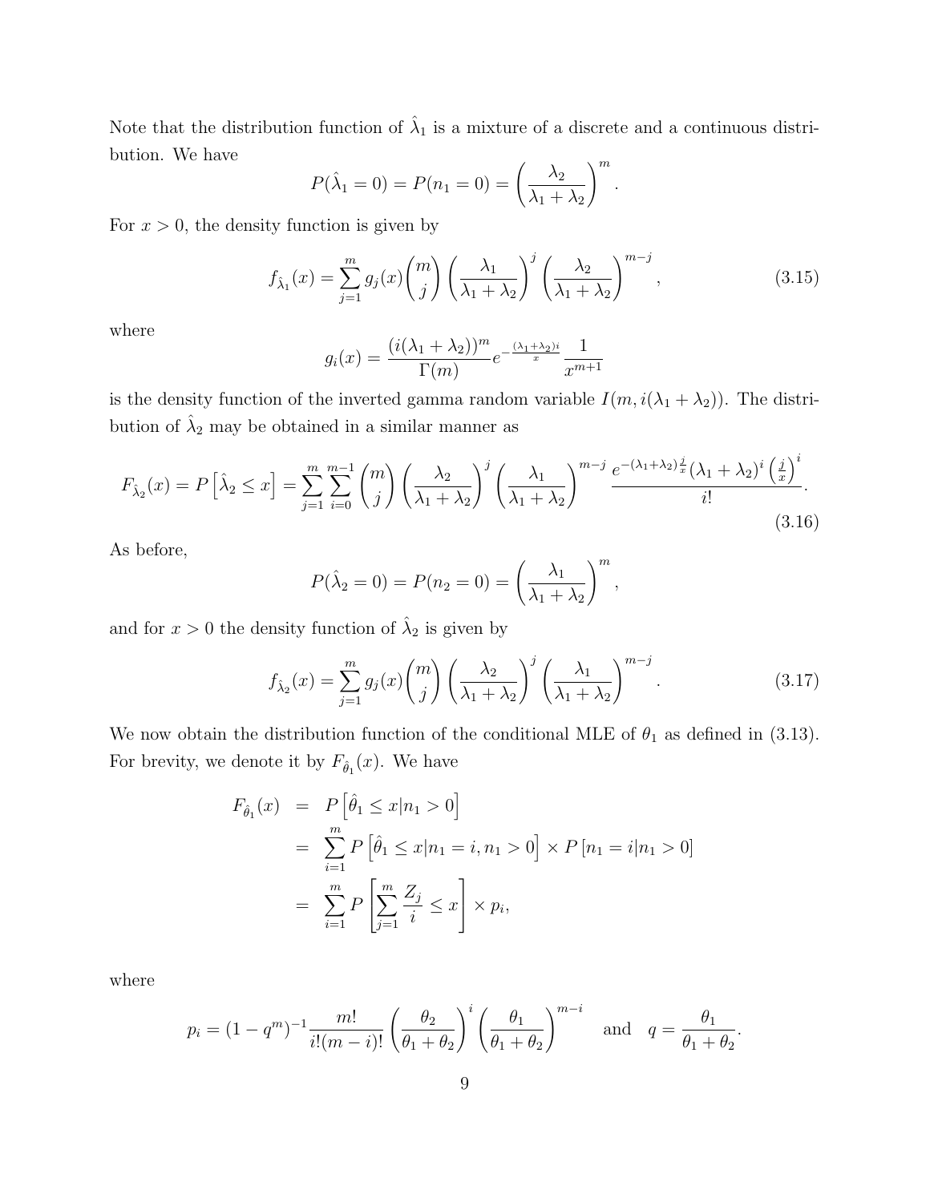Note that the distribution function of $\hat{\lambda}_1$ is a mixture of a discrete and a continuous distribution. We have

$$P(\hat{\lambda}_1 = 0) = P(n_1 = 0) = \left(\frac{\lambda_2}{\lambda_1 + \lambda_2}\right)^m.$$

For $x > 0$, the density function is given by

$$f_{\hat{\lambda}_1}(x) = \sum_{j=1}^{m} g_j(x) \binom{m}{j} \left(\frac{\lambda_1}{\lambda_1 + \lambda_2}\right)^j \left(\frac{\lambda_2}{\lambda_1 + \lambda_2}\right)^{m-j}, \tag{3.15}$$

where

$$g_i(x) = \frac{(i(\lambda_1 + \lambda_2))^m}{\Gamma(m)} e^{-\frac{(\lambda_1+\lambda_2)i}{x}} \frac{1}{x^{m+1}}$$

is the density function of the inverted gamma random variable $I(m, i(\lambda_1 + \lambda_2))$. The distribution of $\hat{\lambda}_2$ may be obtained in a similar manner as

$$F_{\hat{\lambda}_2}(x) = P\left[\hat{\lambda}_2 \le x\right] = \sum_{j=1}^{m} \sum_{i=0}^{m-1} \binom{m}{j} \left(\frac{\lambda_2}{\lambda_1 + \lambda_2}\right)^j \left(\frac{\lambda_1}{\lambda_1 + \lambda_2}\right)^{m-j} \frac{e^{-(\lambda_1+\lambda_2)\frac{j}{x}} (\lambda_1 + \lambda_2)^i \left(\frac{j}{x}\right)^i}{i!}. \tag{3.16}$$

As before,

$$P(\hat{\lambda}_2 = 0) = P(n_2 = 0) = \left(\frac{\lambda_1}{\lambda_1 + \lambda_2}\right)^m,$$

and for $x > 0$ the density function of $\hat{\lambda}_2$ is given by

$$f_{\hat{\lambda}_2}(x) = \sum_{j=1}^{m} g_j(x) \binom{m}{j} \left(\frac{\lambda_2}{\lambda_1 + \lambda_2}\right)^j \left(\frac{\lambda_1}{\lambda_1 + \lambda_2}\right)^{m-j}. \tag{3.17}$$

We now obtain the distribution function of the conditional MLE of $\theta_1$ as defined in (3.13). For brevity, we denote it by $F_{\hat{\theta}_1}(x)$. We have

$$\begin{aligned}
F_{\hat{\theta}_1}(x) &= P\left[\hat{\theta}_1 \le x | n_1 > 0\right] \\
&= \sum_{i=1}^{m} P\left[\hat{\theta}_1 \le x | n_1 = i, n_1 > 0\right] \times P\left[n_1 = i | n_1 > 0\right] \\
&= \sum_{i=1}^{m} P\left[\sum_{j=1}^{m} \frac{Z_j}{i} \le x\right] \times p_i,
\end{aligned}$$

where

$$p_i = (1 - q^m)^{-1} \frac{m!}{i!(m-i)!} \left(\frac{\theta_2}{\theta_1 + \theta_2}\right)^i \left(\frac{\theta_1}{\theta_1 + \theta_2}\right)^{m-i} \quad \text{and} \quad q = \frac{\theta_1}{\theta_1 + \theta_2}.$$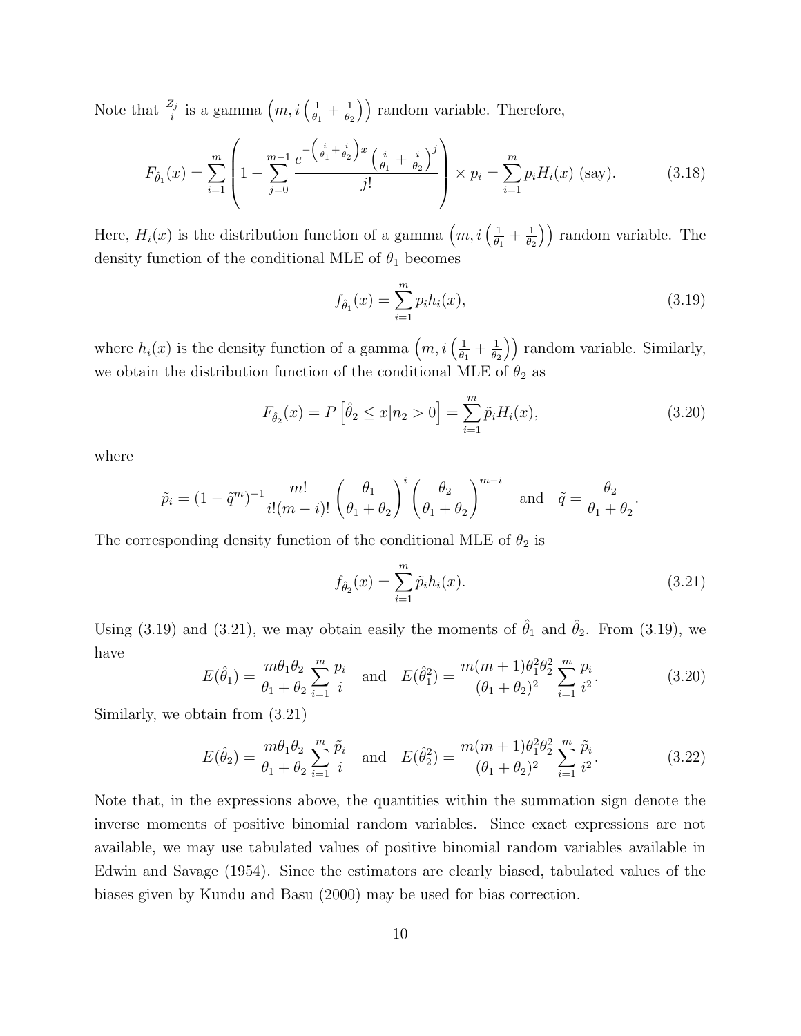Note that $\frac{Z_j}{i}$ is a gamma $\left(m, i\left(\frac{1}{\theta_1}+\frac{1}{\theta_2}\right)\right)$ random variable. Therefore,

$$F_{\hat{\theta}_1}(x) = \sum_{i=1}^{m}\left(1 - \sum_{j=0}^{m-1}\frac{e^{-\left(\frac{i}{\theta_1}+\frac{i}{\theta_2}\right)x}\left(\frac{i}{\theta_1}+\frac{i}{\theta_2}\right)^j}{j!}\right)\times p_i = \sum_{i=1}^{m} p_i H_i(x) \text{ (say).} \tag{3.18}$$

Here, $H_i(x)$ is the distribution function of a gamma $\left(m, i\left(\frac{1}{\theta_1}+\frac{1}{\theta_2}\right)\right)$ random variable. The density function of the conditional MLE of $\theta_1$ becomes

$$f_{\hat{\theta}_1}(x) = \sum_{i=1}^{m} p_i h_i(x), \tag{3.19}$$

where $h_i(x)$ is the density function of a gamma $\left(m, i\left(\frac{1}{\theta_1}+\frac{1}{\theta_2}\right)\right)$ random variable. Similarly, we obtain the distribution function of the conditional MLE of $\theta_2$ as

$$F_{\hat{\theta}_2}(x) = P\left[\hat{\theta}_2 \le x | n_2 > 0\right] = \sum_{i=1}^{m} \tilde{p}_i H_i(x), \tag{3.20}$$

where

$$\tilde{p}_i = (1-\tilde{q}^m)^{-1}\frac{m!}{i!(m-i)!}\left(\frac{\theta_1}{\theta_1+\theta_2}\right)^i\left(\frac{\theta_2}{\theta_1+\theta_2}\right)^{m-i} \quad \text{and} \quad \tilde{q} = \frac{\theta_2}{\theta_1+\theta_2}.$$

The corresponding density function of the conditional MLE of $\theta_2$ is

$$f_{\hat{\theta}_2}(x) = \sum_{i=1}^{m} \tilde{p}_i h_i(x). \tag{3.21}$$

Using (3.19) and (3.21), we may obtain easily the moments of $\hat{\theta}_1$ and $\hat{\theta}_2$. From (3.19), we have

$$E(\hat{\theta}_1) = \frac{m\theta_1\theta_2}{\theta_1+\theta_2}\sum_{i=1}^{m}\frac{p_i}{i} \quad \text{and} \quad E(\hat{\theta}_1^2) = \frac{m(m+1)\theta_1^2\theta_2^2}{(\theta_1+\theta_2)^2}\sum_{i=1}^{m}\frac{p_i}{i^2}. \tag{3.20}$$

Similarly, we obtain from (3.21)

$$E(\hat{\theta}_2) = \frac{m\theta_1\theta_2}{\theta_1+\theta_2}\sum_{i=1}^{m}\frac{\tilde{p}_i}{i} \quad \text{and} \quad E(\hat{\theta}_2^2) = \frac{m(m+1)\theta_1^2\theta_2^2}{(\theta_1+\theta_2)^2}\sum_{i=1}^{m}\frac{\tilde{p}_i}{i^2}. \tag{3.22}$$

Note that, in the expressions above, the quantities within the summation sign denote the inverse moments of positive binomial random variables. Since exact expressions are not available, we may use tabulated values of positive binomial random variables available in Edwin and Savage (1954). Since the estimators are clearly biased, tabulated values of the biases given by Kundu and Basu (2000) may be used for bias correction.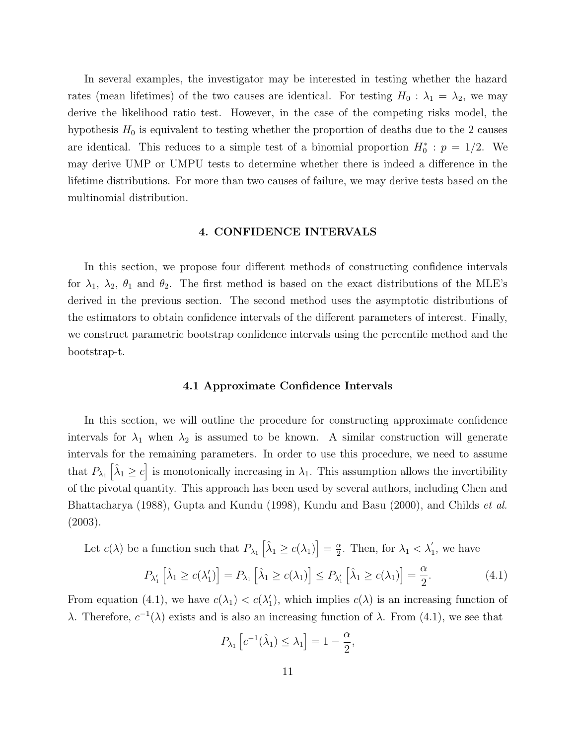In several examples, the investigator may be interested in testing whether the hazard rates (mean lifetimes) of the two causes are identical. For testing $H_0 : \lambda_1 = \lambda_2$, we may derive the likelihood ratio test. However, in the case of the competing risks model, the hypothesis $H_0$ is equivalent to testing whether the proportion of deaths due to the 2 causes are identical. This reduces to a simple test of a binomial proportion $H_0^* : p = 1/2$. We may derive UMP or UMPU tests to determine whether there is indeed a difference in the lifetime distributions. For more than two causes of failure, we may derive tests based on the multinomial distribution.

## 4. CONFIDENCE INTERVALS

In this section, we propose four different methods of constructing confidence intervals for $\lambda_1$, $\lambda_2$, $\theta_1$ and $\theta_2$. The first method is based on the exact distributions of the MLE's derived in the previous section. The second method uses the asymptotic distributions of the estimators to obtain confidence intervals of the different parameters of interest. Finally, we construct parametric bootstrap confidence intervals using the percentile method and the bootstrap-t.

### 4.1 Approximate Confidence Intervals

In this section, we will outline the procedure for constructing approximate confidence intervals for $\lambda_1$ when $\lambda_2$ is assumed to be known. A similar construction will generate intervals for the remaining parameters. In order to use this procedure, we need to assume that $P_{\lambda_1}\left[\hat{\lambda}_1 \geq c\right]$ is monotonically increasing in $\lambda_1$. This assumption allows the invertibility of the pivotal quantity. This approach has been used by several authors, including Chen and Bhattacharya (1988), Gupta and Kundu (1998), Kundu and Basu (2000), and Childs *et al.* (2003).

Let $c(\lambda)$ be a function such that $P_{\lambda_1}\left[\hat{\lambda}_1 \geq c(\lambda_1)\right] = \frac{\alpha}{2}$. Then, for $\lambda_1 < \lambda_1'$, we have

$$P_{\lambda_1'}\left[\hat{\lambda}_1 \geq c(\lambda_1')\right] = P_{\lambda_1}\left[\hat{\lambda}_1 \geq c(\lambda_1)\right] \leq P_{\lambda_1'}\left[\hat{\lambda}_1 \geq c(\lambda_1)\right] = \frac{\alpha}{2}. \tag{4.1}$$

From equation (4.1), we have $c(\lambda_1) < c(\lambda_1')$, which implies $c(\lambda)$ is an increasing function of $\lambda$. Therefore, $c^{-1}(\lambda)$ exists and is also an increasing function of $\lambda$. From (4.1), we see that

$$P_{\lambda_1}\left[c^{-1}(\hat{\lambda}_1) \leq \lambda_1\right] = 1 - \frac{\alpha}{2},$$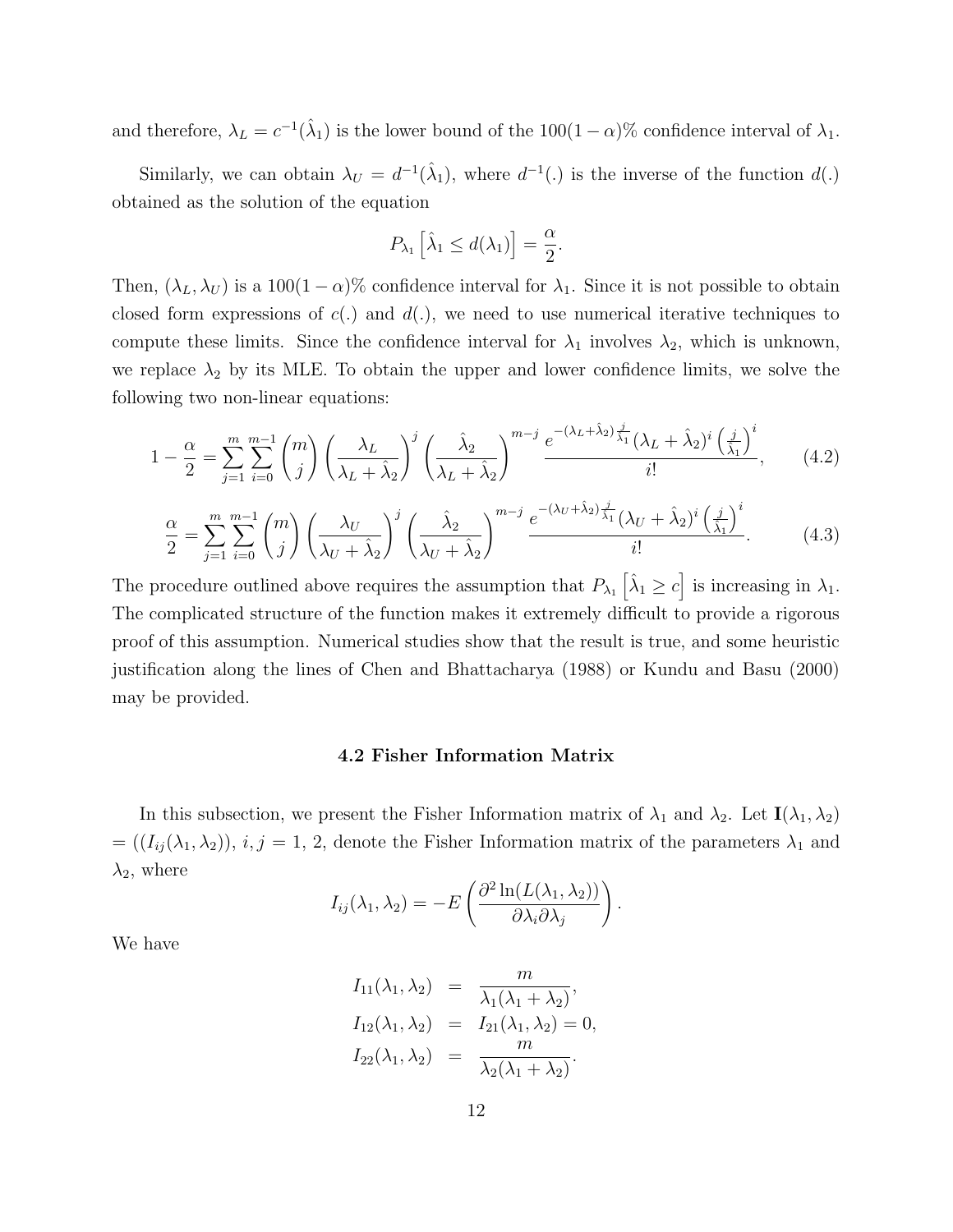and therefore, $\lambda_L = c^{-1}(\hat{\lambda}_1)$ is the lower bound of the $100(1-\alpha)\%$ confidence interval of $\lambda_1$.

Similarly, we can obtain $\lambda_U = d^{-1}(\hat{\lambda}_1)$, where $d^{-1}(.)$ is the inverse of the function $d(.)$ obtained as the solution of the equation

$$P_{\lambda_1}\left[\hat{\lambda}_1 \leq d(\lambda_1)\right] = \frac{\alpha}{2}.$$

Then, $(\lambda_L, \lambda_U)$ is a $100(1-\alpha)\%$ confidence interval for $\lambda_1$. Since it is not possible to obtain closed form expressions of $c(.)$ and $d(.)$, we need to use numerical iterative techniques to compute these limits. Since the confidence interval for $\lambda_1$ involves $\lambda_2$, which is unknown, we replace $\lambda_2$ by its MLE. To obtain the upper and lower confidence limits, we solve the following two non-linear equations:

$$1 - \frac{\alpha}{2} = \sum_{j=1}^{m}\sum_{i=0}^{m-1}\binom{m}{j}\left(\frac{\lambda_L}{\lambda_L+\hat{\lambda}_2}\right)^j\left(\frac{\hat{\lambda}_2}{\lambda_L+\hat{\lambda}_2}\right)^{m-j}\frac{e^{-(\lambda_L+\hat{\lambda}_2)\frac{j}{\hat{\lambda}_1}}(\lambda_L+\hat{\lambda}_2)^i\left(\frac{j}{\hat{\lambda}_1}\right)^i}{i!}, \tag{4.2}$$

$$\frac{\alpha}{2} = \sum_{j=1}^{m}\sum_{i=0}^{m-1}\binom{m}{j}\left(\frac{\lambda_U}{\lambda_U+\hat{\lambda}_2}\right)^j\left(\frac{\hat{\lambda}_2}{\lambda_U+\hat{\lambda}_2}\right)^{m-j}\frac{e^{-(\lambda_U+\hat{\lambda}_2)\frac{j}{\hat{\lambda}_1}}(\lambda_U+\hat{\lambda}_2)^i\left(\frac{j}{\hat{\lambda}_1}\right)^i}{i!}. \tag{4.3}$$

The procedure outlined above requires the assumption that $P_{\lambda_1}\left[\hat{\lambda}_1 \geq c\right]$ is increasing in $\lambda_1$. The complicated structure of the function makes it extremely difficult to provide a rigorous proof of this assumption. Numerical studies show that the result is true, and some heuristic justification along the lines of Chen and Bhattacharya (1988) or Kundu and Basu (2000) may be provided.

### 4.2 Fisher Information Matrix

In this subsection, we present the Fisher Information matrix of $\lambda_1$ and $\lambda_2$. Let $\mathbf{I}(\lambda_1, \lambda_2) = ((I_{ij}(\lambda_1, \lambda_2))$, $i, j = 1, 2$, denote the Fisher Information matrix of the parameters $\lambda_1$ and $\lambda_2$, where

$$I_{ij}(\lambda_1, \lambda_2) = -E\left(\frac{\partial^2 \ln(L(\lambda_1, \lambda_2))}{\partial\lambda_i\partial\lambda_j}\right).$$

We have

$$\begin{aligned}
I_{11}(\lambda_1, \lambda_2) &= \frac{m}{\lambda_1(\lambda_1+\lambda_2)}, \\
I_{12}(\lambda_1, \lambda_2) &= I_{21}(\lambda_1, \lambda_2) = 0, \\
I_{22}(\lambda_1, \lambda_2) &= \frac{m}{\lambda_2(\lambda_1+\lambda_2)}.
\end{aligned}$$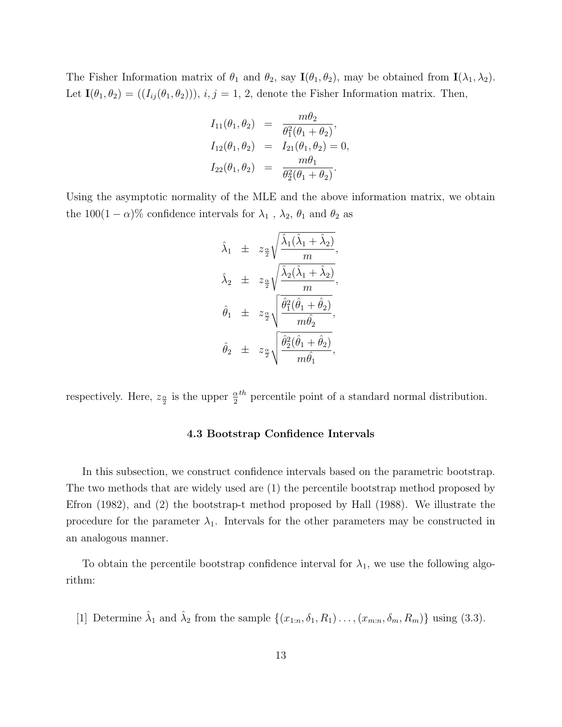The Fisher Information matrix of $\theta_1$ and $\theta_2$, say $\mathbf{I}(\theta_1, \theta_2)$, may be obtained from $\mathbf{I}(\lambda_1, \lambda_2)$. Let $\mathbf{I}(\theta_1, \theta_2) = ((I_{ij}(\theta_1, \theta_2)))$, $i, j = 1, 2$, denote the Fisher Information matrix. Then,

$$
\begin{aligned}
I_{11}(\theta_1, \theta_2) &= \frac{m\theta_2}{\theta_1^2(\theta_1 + \theta_2)}, \\
I_{12}(\theta_1, \theta_2) &= I_{21}(\theta_1, \theta_2) = 0, \\
I_{22}(\theta_1, \theta_2) &= \frac{m\theta_1}{\theta_2^2(\theta_1 + \theta_2)}.
\end{aligned}
$$

Using the asymptotic normality of the MLE and the above information matrix, we obtain the $100(1-\alpha)\%$ confidence intervals for $\lambda_1$ , $\lambda_2$, $\theta_1$ and $\theta_2$ as

$$
\begin{aligned}
\hat{\lambda}_1 &\pm z_{\frac{\alpha}{2}} \sqrt{\frac{\hat{\lambda}_1(\hat{\lambda}_1 + \hat{\lambda}_2)}{m}}, \\
\hat{\lambda}_2 &\pm z_{\frac{\alpha}{2}} \sqrt{\frac{\hat{\lambda}_2(\hat{\lambda}_1 + \hat{\lambda}_2)}{m}}, \\
\hat{\theta}_1 &\pm z_{\frac{\alpha}{2}} \sqrt{\frac{\hat{\theta}_1^2(\hat{\theta}_1 + \hat{\theta}_2)}{m\hat{\theta}_2}}, \\
\hat{\theta}_2 &\pm z_{\frac{\alpha}{2}} \sqrt{\frac{\hat{\theta}_2^2(\hat{\theta}_1 + \hat{\theta}_2)}{m\hat{\theta}_1}},
\end{aligned}
$$

respectively. Here, $z_{\frac{\alpha}{2}}$ is the upper $\frac{\alpha}{2}^{th}$ percentile point of a standard normal distribution.

### 4.3 Bootstrap Confidence Intervals

In this subsection, we construct confidence intervals based on the parametric bootstrap. The two methods that are widely used are (1) the percentile bootstrap method proposed by Efron (1982), and (2) the bootstrap-t method proposed by Hall (1988). We illustrate the procedure for the parameter $\lambda_1$. Intervals for the other parameters may be constructed in an analogous manner.

To obtain the percentile bootstrap confidence interval for $\lambda_1$, we use the following algorithm:

[1] Determine $\hat{\lambda}_1$ and $\hat{\lambda}_2$ from the sample $\{(x_{1:n}, \delta_1, R_1) \ldots, (x_{m:n}, \delta_m, R_m)\}$ using (3.3).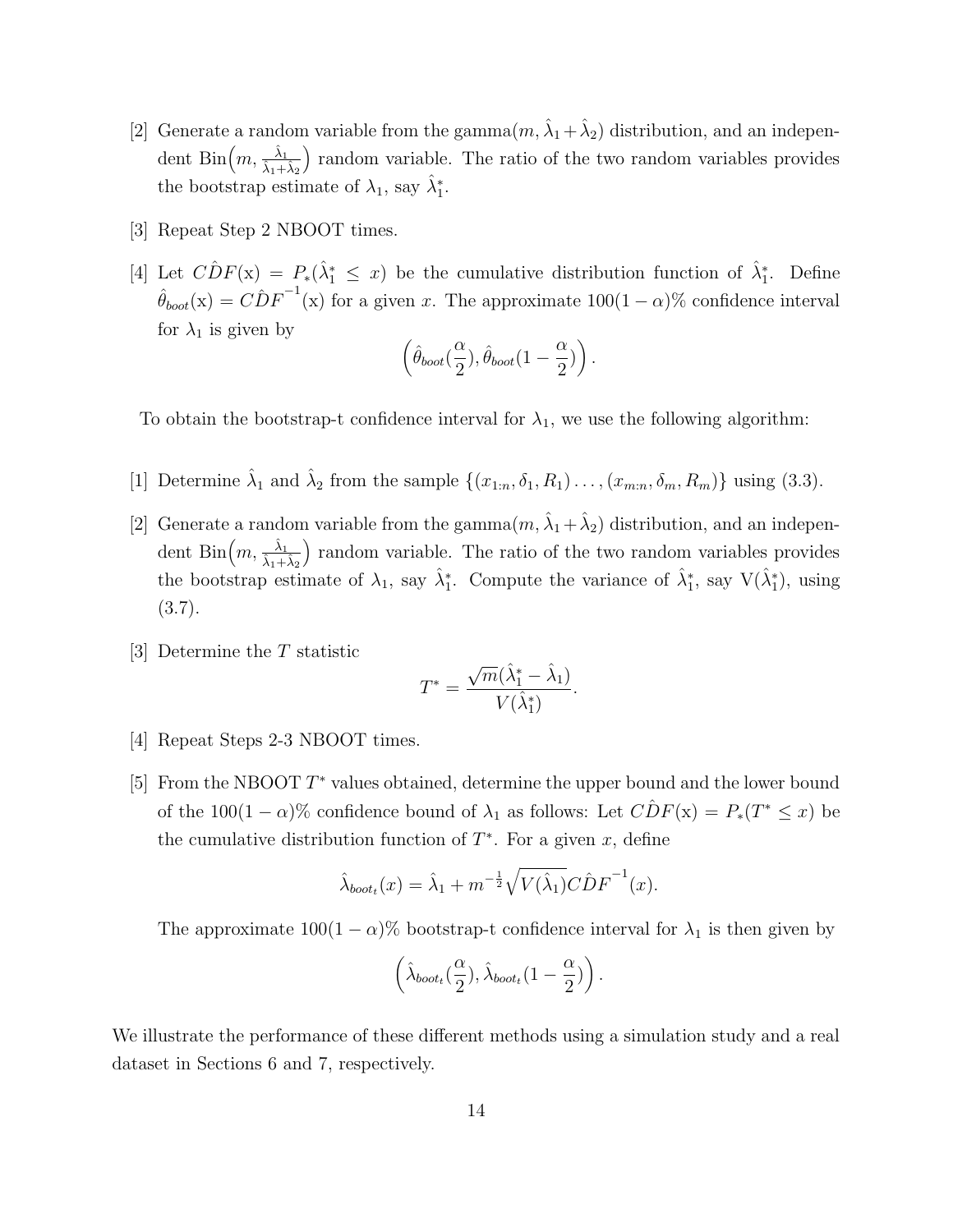[2] Generate a random variable from the gamma$(m, \hat{\lambda}_1 + \hat{\lambda}_2)$ distribution, and an independent Bin$\Big(m, \frac{\hat{\lambda}_1}{\hat{\lambda}_1+\hat{\lambda}_2}\Big)$ random variable. The ratio of the two random variables provides the bootstrap estimate of $\lambda_1$, say $\hat{\lambda}_1^*$.

[3] Repeat Step 2 NBOOT times.

[4] Let $C\hat{D}F(\text{x}) = P_*(\hat{\lambda}_1^* \leq x)$ be the cumulative distribution function of $\hat{\lambda}_1^*$. Define $\hat{\theta}_{boot}(\text{x}) = C\hat{D}F^{-1}(\text{x})$ for a given $x$. The approximate $100(1-\alpha)\%$ confidence interval for $\lambda_1$ is given by

$$\Big(\hat{\theta}_{boot}(\frac{\alpha}{2}), \hat{\theta}_{boot}(1-\frac{\alpha}{2})\Big).$$

To obtain the bootstrap-t confidence interval for $\lambda_1$, we use the following algorithm:

[1] Determine $\hat{\lambda}_1$ and $\hat{\lambda}_2$ from the sample $\{(x_{1:n}, \delta_1, R_1)\ldots,(x_{m:n}, \delta_m, R_m)\}$ using (3.3).

[2] Generate a random variable from the gamma$(m, \hat{\lambda}_1 + \hat{\lambda}_2)$ distribution, and an independent Bin$\Big(m, \frac{\hat{\lambda}_1}{\hat{\lambda}_1+\hat{\lambda}_2}\Big)$ random variable. The ratio of the two random variables provides the bootstrap estimate of $\lambda_1$, say $\hat{\lambda}_1^*$. Compute the variance of $\hat{\lambda}_1^*$, say $\text{V}(\hat{\lambda}_1^*)$, using (3.7).

[3] Determine the $T$ statistic

$$T^* = \frac{\sqrt{m}(\hat{\lambda}_1^* - \hat{\lambda}_1)}{V(\hat{\lambda}_1^*)}.$$

[4] Repeat Steps 2-3 NBOOT times.

[5] From the NBOOT $T^*$ values obtained, determine the upper bound and the lower bound of the $100(1-\alpha)\%$ confidence bound of $\lambda_1$ as follows: Let $C\hat{D}F(\text{x}) = P_*(T^* \leq x)$ be the cumulative distribution function of $T^*$. For a given $x$, define

$$\hat{\lambda}_{boot_t}(x) = \hat{\lambda}_1 + m^{-\frac{1}{2}}\sqrt{V(\hat{\lambda}_1)}C\hat{D}F^{-1}(x).$$

The approximate $100(1-\alpha)\%$ bootstrap-t confidence interval for $\lambda_1$ is then given by

$$\Big(\hat{\lambda}_{boot_t}(\frac{\alpha}{2}), \hat{\lambda}_{boot_t}(1-\frac{\alpha}{2})\Big).$$

We illustrate the performance of these different methods using a simulation study and a real dataset in Sections 6 and 7, respectively.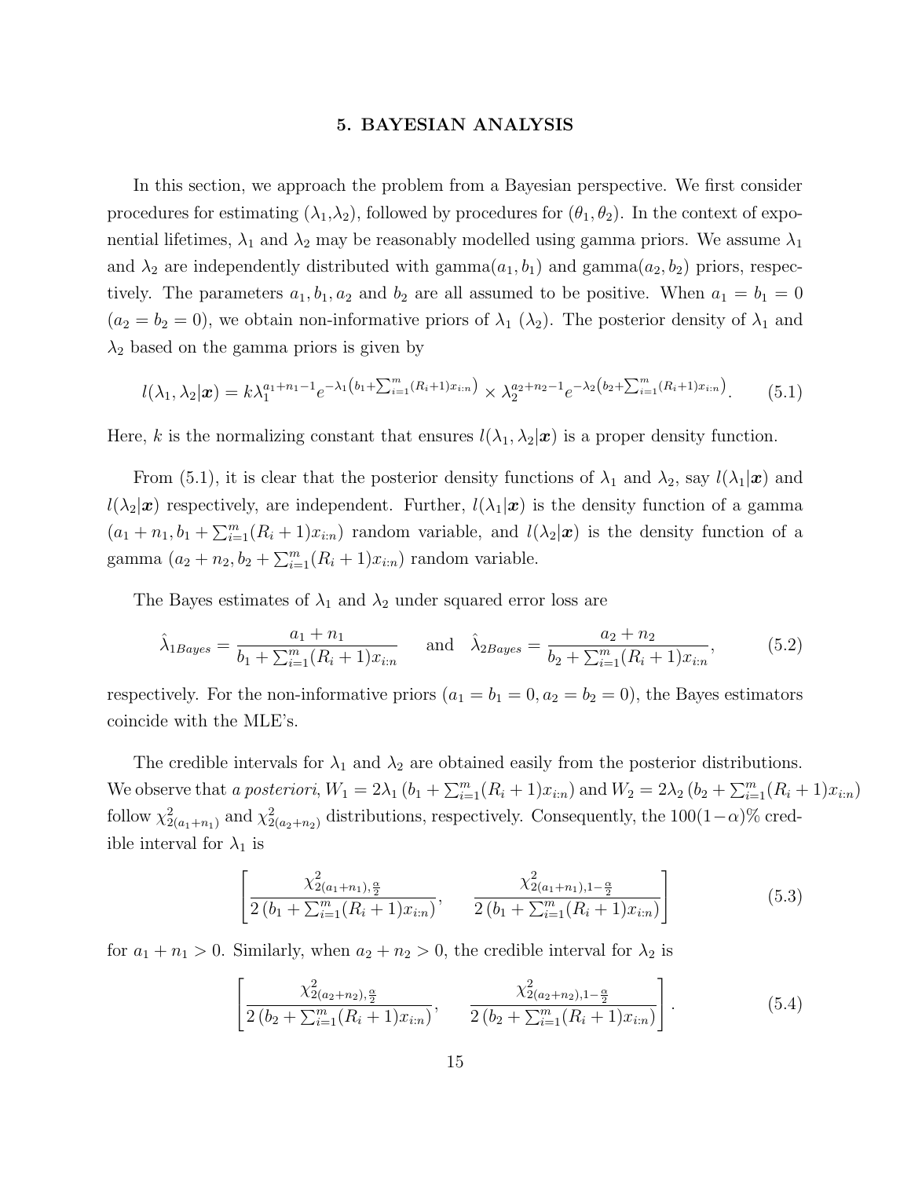## 5. BAYESIAN ANALYSIS

In this section, we approach the problem from a Bayesian perspective. We first consider procedures for estimating ($\lambda_1$,$\lambda_2$), followed by procedures for $(\theta_1, \theta_2)$. In the context of exponential lifetimes, $\lambda_1$ and $\lambda_2$ may be reasonably modelled using gamma priors. We assume $\lambda_1$ and $\lambda_2$ are independently distributed with gamma$(a_1, b_1)$ and gamma$(a_2, b_2)$ priors, respectively. The parameters $a_1, b_1, a_2$ and $b_2$ are all assumed to be positive. When $a_1 = b_1 = 0$ ($a_2 = b_2 = 0$), we obtain non-informative priors of $\lambda_1$ ($\lambda_2$). The posterior density of $\lambda_1$ and $\lambda_2$ based on the gamma priors is given by

$$l(\lambda_1, \lambda_2 | \boldsymbol{x}) = k \lambda_1^{a_1+n_1-1} e^{-\lambda_1 \left(b_1 + \sum_{i=1}^{m} (R_i+1) x_{i:n}\right)} \times \lambda_2^{a_2+n_2-1} e^{-\lambda_2 \left(b_2 + \sum_{i=1}^{m} (R_i+1) x_{i:n}\right)}. \tag{5.1}$$

Here, $k$ is the normalizing constant that ensures $l(\lambda_1, \lambda_2|\boldsymbol{x})$ is a proper density function.

From (5.1), it is clear that the posterior density functions of $\lambda_1$ and $\lambda_2$, say $l(\lambda_1|\boldsymbol{x})$ and $l(\lambda_2|\boldsymbol{x})$ respectively, are independent. Further, $l(\lambda_1|\boldsymbol{x})$ is the density function of a gamma $(a_1 + n_1, b_1 + \sum_{i=1}^{m}(R_i + 1)x_{i:n})$ random variable, and $l(\lambda_2|\boldsymbol{x})$ is the density function of a gamma $(a_2 + n_2, b_2 + \sum_{i=1}^{m}(R_i + 1)x_{i:n})$ random variable.

The Bayes estimates of $\lambda_1$ and $\lambda_2$ under squared error loss are

$$\hat{\lambda}_{1Bayes} = \frac{a_1 + n_1}{b_1 + \sum_{i=1}^{m}(R_i + 1)x_{i:n}} \quad \text{and} \quad \hat{\lambda}_{2Bayes} = \frac{a_2 + n_2}{b_2 + \sum_{i=1}^{m}(R_i + 1)x_{i:n}}, \tag{5.2}$$

respectively. For the non-informative priors ($a_1 = b_1 = 0, a_2 = b_2 = 0$), the Bayes estimators coincide with the MLE's.

The credible intervals for $\lambda_1$ and $\lambda_2$ are obtained easily from the posterior distributions. We observe that *a posteriori*, $W_1 = 2\lambda_1 \left(b_1 + \sum_{i=1}^{m}(R_i + 1)x_{i:n}\right)$ and $W_2 = 2\lambda_2 \left(b_2 + \sum_{i=1}^{m}(R_i + 1)x_{i:n}\right)$ follow $\chi^2_{2(a_1+n_1)}$ and $\chi^2_{2(a_2+n_2)}$ distributions, respectively. Consequently, the $100(1-\alpha)\%$ credible interval for $\lambda_1$ is

$$\left[ \frac{\chi^2_{2(a_1+n_1), \frac{\alpha}{2}}}{2\left(b_1 + \sum_{i=1}^{m}(R_i + 1)x_{i:n}\right)}, \quad \frac{\chi^2_{2(a_1+n_1), 1-\frac{\alpha}{2}}}{2\left(b_1 + \sum_{i=1}^{m}(R_i + 1)x_{i:n}\right)} \right] \tag{5.3}$$

for $a_1 + n_1 > 0$. Similarly, when $a_2 + n_2 > 0$, the credible interval for $\lambda_2$ is

$$\left[ \frac{\chi^2_{2(a_2+n_2), \frac{\alpha}{2}}}{2\left(b_2 + \sum_{i=1}^{m}(R_i + 1)x_{i:n}\right)}, \quad \frac{\chi^2_{2(a_2+n_2), 1-\frac{\alpha}{2}}}{2\left(b_2 + \sum_{i=1}^{m}(R_i + 1)x_{i:n}\right)} \right]. \tag{5.4}$$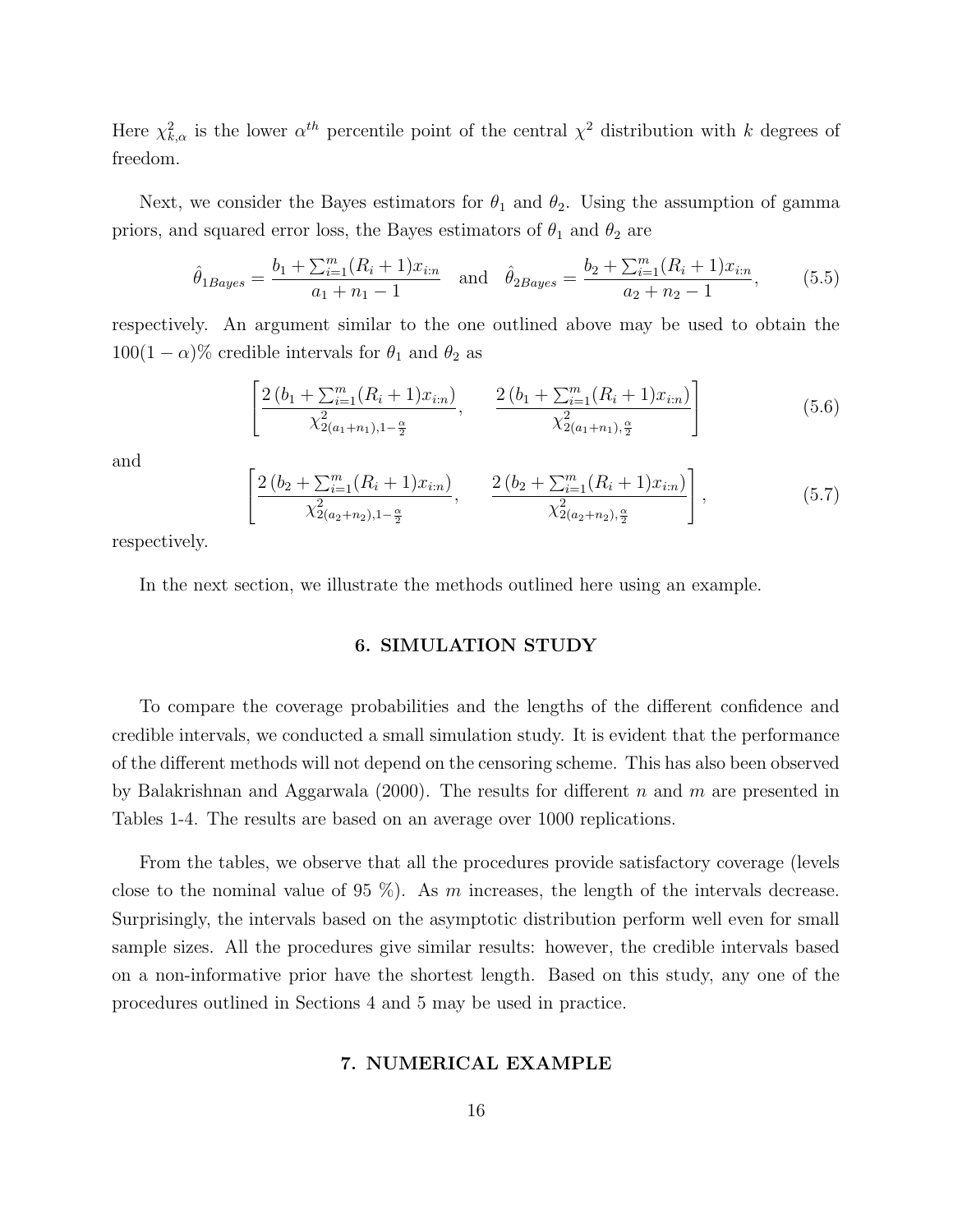Here $\chi^2_{k,\alpha}$ is the lower $\alpha^{th}$ percentile point of the central $\chi^2$ distribution with $k$ degrees of freedom.

Next, we consider the Bayes estimators for $\theta_1$ and $\theta_2$. Using the assumption of gamma priors, and squared error loss, the Bayes estimators of $\theta_1$ and $\theta_2$ are

$$\hat{\theta}_{1Bayes} = \frac{b_1 + \sum_{i=1}^{m}(R_i+1)x_{i:n}}{a_1 + n_1 - 1} \quad \text{and} \quad \hat{\theta}_{2Bayes} = \frac{b_2 + \sum_{i=1}^{m}(R_i+1)x_{i:n}}{a_2 + n_2 - 1}, \tag{5.5}$$

respectively. An argument similar to the one outlined above may be used to obtain the $100(1-\alpha)\%$ credible intervals for $\theta_1$ and $\theta_2$ as

$$\left[ \frac{2\left(b_1 + \sum_{i=1}^{m}(R_i+1)x_{i:n}\right)}{\chi^2_{2(a_1+n_1),1-\frac{\alpha}{2}}}, \qquad \frac{2\left(b_1 + \sum_{i=1}^{m}(R_i+1)x_{i:n}\right)}{\chi^2_{2(a_1+n_1),\frac{\alpha}{2}}} \right] \tag{5.6}$$

and

$$\left[ \frac{2\left(b_2 + \sum_{i=1}^{m}(R_i+1)x_{i:n}\right)}{\chi^2_{2(a_2+n_2),1-\frac{\alpha}{2}}}, \qquad \frac{2\left(b_2 + \sum_{i=1}^{m}(R_i+1)x_{i:n}\right)}{\chi^2_{2(a_2+n_2),\frac{\alpha}{2}}} \right], \tag{5.7}$$

respectively.

In the next section, we illustrate the methods outlined here using an example.

## 6. SIMULATION STUDY

To compare the coverage probabilities and the lengths of the different confidence and credible intervals, we conducted a small simulation study. It is evident that the performance of the different methods will not depend on the censoring scheme. This has also been observed by Balakrishnan and Aggarwala (2000). The results for different $n$ and $m$ are presented in Tables 1-4. The results are based on an average over 1000 replications.

From the tables, we observe that all the procedures provide satisfactory coverage (levels close to the nominal value of 95 %). As $m$ increases, the length of the intervals decrease. Surprisingly, the intervals based on the asymptotic distribution perform well even for small sample sizes. All the procedures give similar results: however, the credible intervals based on a non-informative prior have the shortest length. Based on this study, any one of the procedures outlined in Sections 4 and 5 may be used in practice.

## 7. NUMERICAL EXAMPLE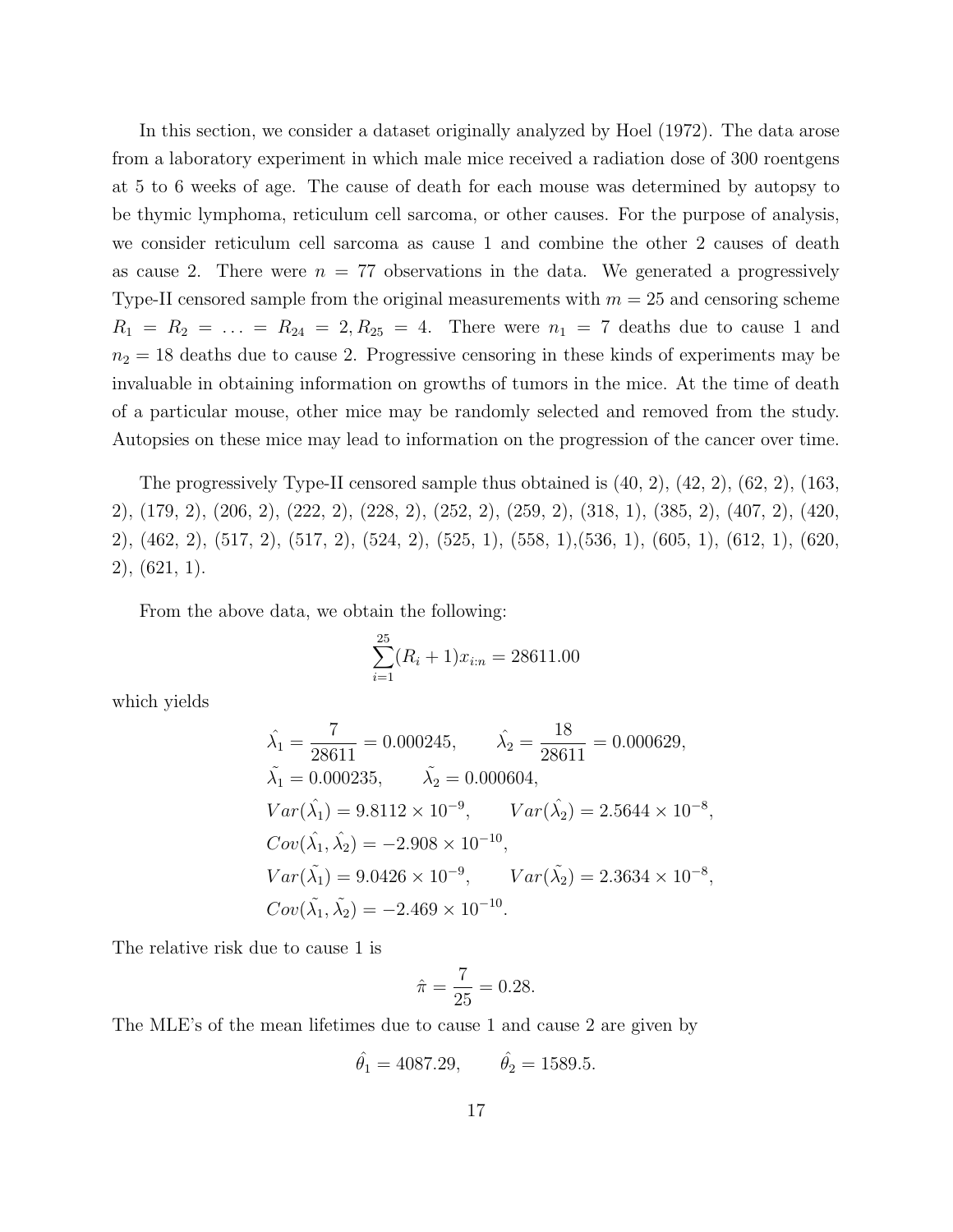In this section, we consider a dataset originally analyzed by Hoel (1972). The data arose from a laboratory experiment in which male mice received a radiation dose of 300 roentgens at 5 to 6 weeks of age. The cause of death for each mouse was determined by autopsy to be thymic lymphoma, reticulum cell sarcoma, or other causes. For the purpose of analysis, we consider reticulum cell sarcoma as cause 1 and combine the other 2 causes of death as cause 2. There were $n = 77$ observations in the data. We generated a progressively Type-II censored sample from the original measurements with $m = 25$ and censoring scheme $R_1 = R_2 = \ldots = R_{24} = 2, R_{25} = 4$. There were $n_1 = 7$ deaths due to cause 1 and $n_2 = 18$ deaths due to cause 2. Progressive censoring in these kinds of experiments may be invaluable in obtaining information on growths of tumors in the mice. At the time of death of a particular mouse, other mice may be randomly selected and removed from the study. Autopsies on these mice may lead to information on the progression of the cancer over time.

The progressively Type-II censored sample thus obtained is (40, 2), (42, 2), (62, 2), (163, 2), (179, 2), (206, 2), (222, 2), (228, 2), (252, 2), (259, 2), (318, 1), (385, 2), (407, 2), (420, 2), (462, 2), (517, 2), (517, 2), (524, 2), (525, 1), (558, 1),(536, 1), (605, 1), (612, 1), (620, 2), (621, 1).

From the above data, we obtain the following:

$$\sum_{i=1}^{25}(R_i + 1)x_{i:n} = 28611.00$$

which yields

$$\hat{\lambda_1} = \frac{7}{28611} = 0.000245, \qquad \hat{\lambda_2} = \frac{18}{28611} = 0.000629,$$

$$\tilde{\lambda_1} = 0.000235, \qquad \tilde{\lambda_2} = 0.000604,$$

$$Var(\hat{\lambda_1}) = 9.8112 \times 10^{-9}, \qquad Var(\hat{\lambda_2}) = 2.5644 \times 10^{-8},$$

$$Cov(\hat{\lambda_1}, \hat{\lambda_2}) = -2.908 \times 10^{-10},$$

$$Var(\tilde{\lambda_1}) = 9.0426 \times 10^{-9}, \qquad Var(\tilde{\lambda_2}) = 2.3634 \times 10^{-8},$$

$$Cov(\tilde{\lambda_1}, \tilde{\lambda_2}) = -2.469 \times 10^{-10}.$$

The relative risk due to cause 1 is

$$\hat{\pi} = \frac{7}{25} = 0.28.$$

The MLE's of the mean lifetimes due to cause 1 and cause 2 are given by

$$\hat{\theta_1} = 4087.29, \qquad \hat{\theta_2} = 1589.5.$$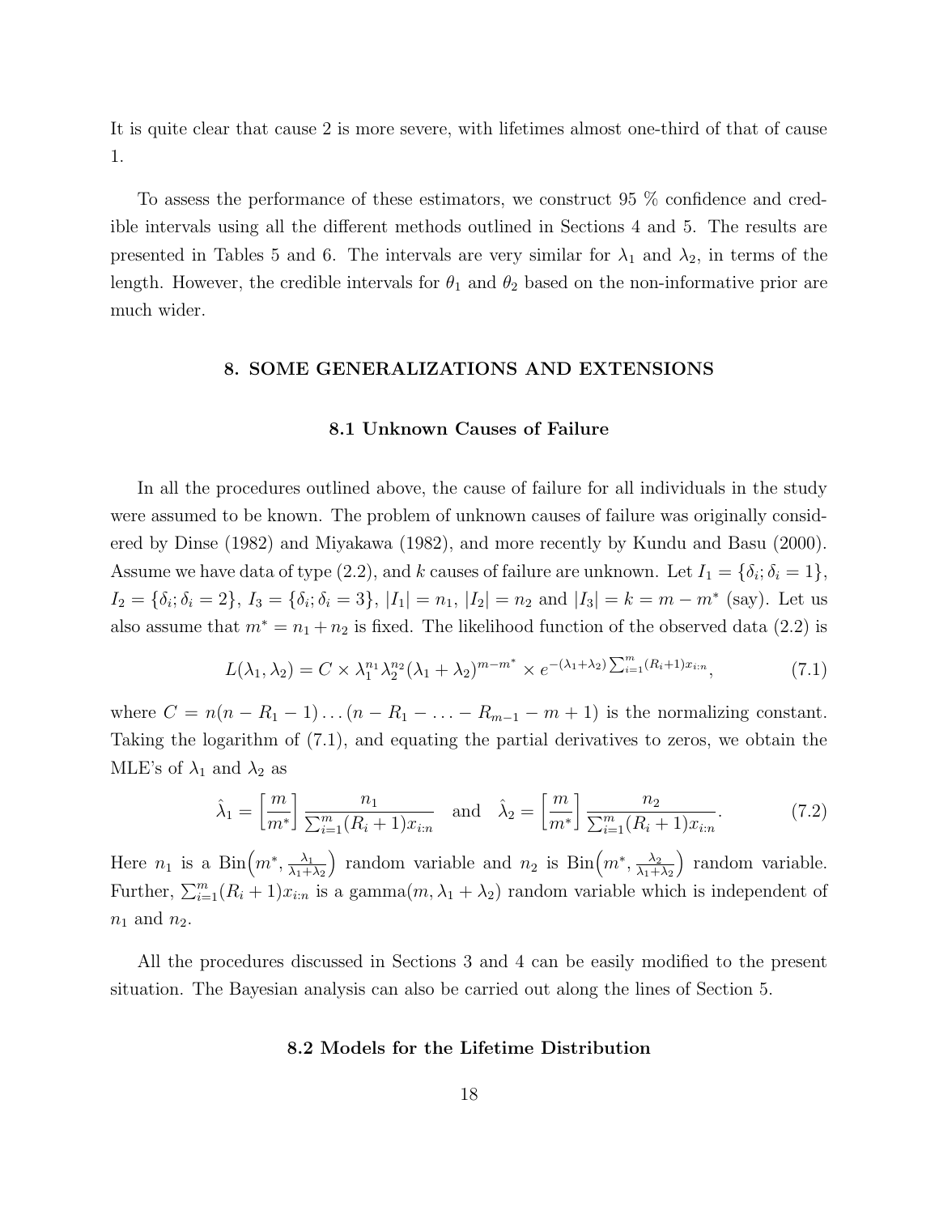It is quite clear that cause 2 is more severe, with lifetimes almost one-third of that of cause 1.

To assess the performance of these estimators, we construct 95 % confidence and credible intervals using all the different methods outlined in Sections 4 and 5. The results are presented in Tables 5 and 6. The intervals are very similar for $\lambda_1$ and $\lambda_2$, in terms of the length. However, the credible intervals for $\theta_1$ and $\theta_2$ based on the non-informative prior are much wider.

## 8. SOME GENERALIZATIONS AND EXTENSIONS

### 8.1 Unknown Causes of Failure

In all the procedures outlined above, the cause of failure for all individuals in the study were assumed to be known. The problem of unknown causes of failure was originally considered by Dinse (1982) and Miyakawa (1982), and more recently by Kundu and Basu (2000). Assume we have data of type (2.2), and $k$ causes of failure are unknown. Let $I_1 = \{\delta_i; \delta_i = 1\}$, $I_2 = \{\delta_i; \delta_i = 2\}$, $I_3 = \{\delta_i; \delta_i = 3\}$, $|I_1| = n_1$, $|I_2| = n_2$ and $|I_3| = k = m - m^*$ (say). Let us also assume that $m^* = n_1 + n_2$ is fixed. The likelihood function of the observed data (2.2) is

$$L(\lambda_1, \lambda_2) = C \times \lambda_1^{n_1} \lambda_2^{n_2} (\lambda_1 + \lambda_2)^{m-m^*} \times e^{-(\lambda_1+\lambda_2)\sum_{i=1}^{m}(R_i+1)x_{i:n}}, \tag{7.1}$$

where $C = n(n - R_1 - 1) \dots (n - R_1 - \dots - R_{m-1} - m + 1)$ is the normalizing constant. Taking the logarithm of (7.1), and equating the partial derivatives to zeros, we obtain the MLE's of $\lambda_1$ and $\lambda_2$ as

$$\hat{\lambda}_1 = \left[\frac{m}{m^*}\right] \frac{n_1}{\sum_{i=1}^{m}(R_i+1)x_{i:n}} \quad \text{and} \quad \hat{\lambda}_2 = \left[\frac{m}{m^*}\right] \frac{n_2}{\sum_{i=1}^{m}(R_i+1)x_{i:n}}. \tag{7.2}$$

Here $n_1$ is a $\text{Bin}\Big(m^*, \frac{\lambda_1}{\lambda_1+\lambda_2}\Big)$ random variable and $n_2$ is $\text{Bin}\Big(m^*, \frac{\lambda_2}{\lambda_1+\lambda_2}\Big)$ random variable. Further, $\sum_{i=1}^{m}(R_i+1)x_{i:n}$ is a gamma$(m, \lambda_1 + \lambda_2)$ random variable which is independent of $n_1$ and $n_2$.

All the procedures discussed in Sections 3 and 4 can be easily modified to the present situation. The Bayesian analysis can also be carried out along the lines of Section 5.

### 8.2 Models for the Lifetime Distribution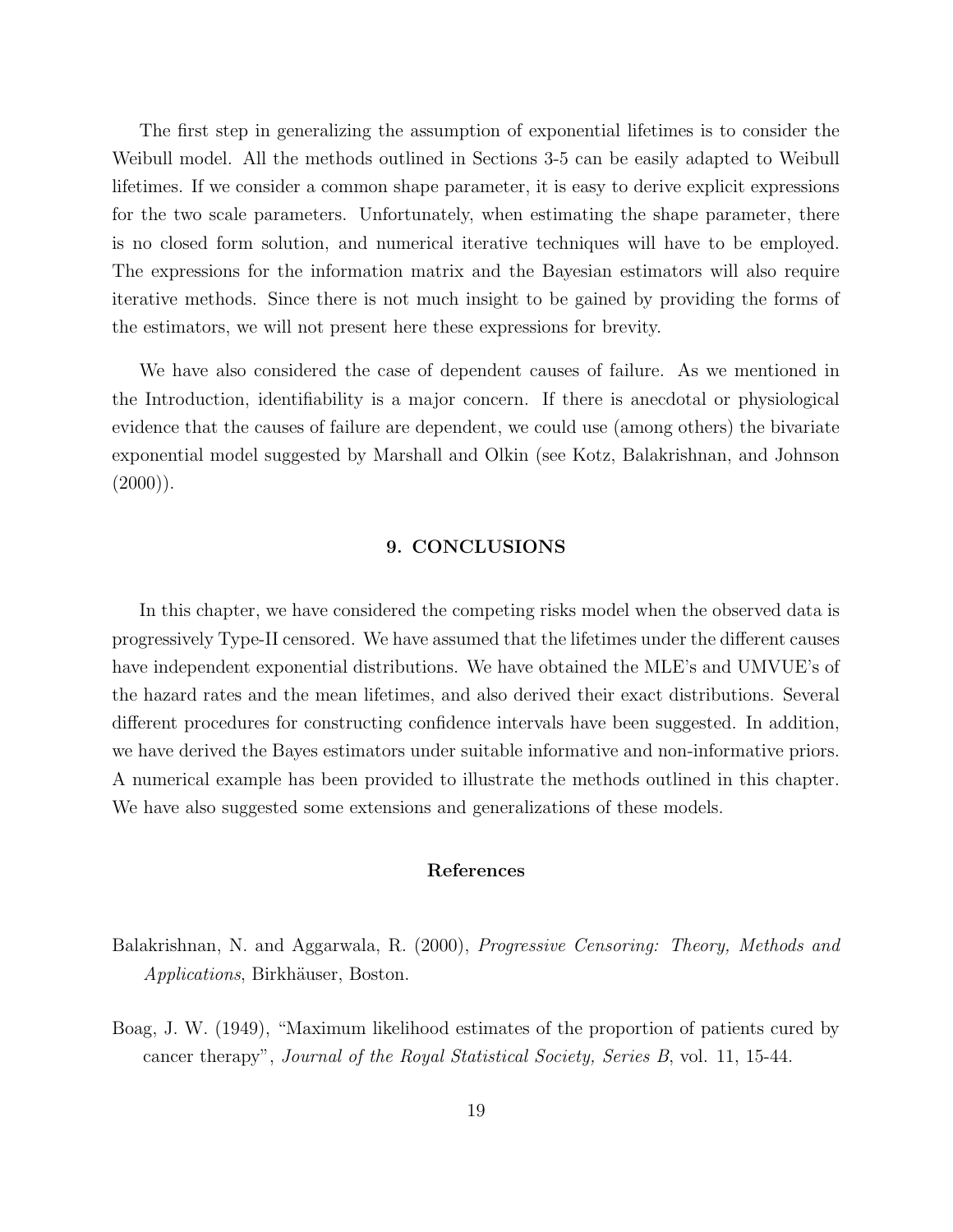The first step in generalizing the assumption of exponential lifetimes is to consider the Weibull model. All the methods outlined in Sections 3-5 can be easily adapted to Weibull lifetimes. If we consider a common shape parameter, it is easy to derive explicit expressions for the two scale parameters. Unfortunately, when estimating the shape parameter, there is no closed form solution, and numerical iterative techniques will have to be employed. The expressions for the information matrix and the Bayesian estimators will also require iterative methods. Since there is not much insight to be gained by providing the forms of the estimators, we will not present here these expressions for brevity.

We have also considered the case of dependent causes of failure. As we mentioned in the Introduction, identifiability is a major concern. If there is anecdotal or physiological evidence that the causes of failure are dependent, we could use (among others) the bivariate exponential model suggested by Marshall and Olkin (see Kotz, Balakrishnan, and Johnson (2000)).

## 9. CONCLUSIONS

In this chapter, we have considered the competing risks model when the observed data is progressively Type-II censored. We have assumed that the lifetimes under the different causes have independent exponential distributions. We have obtained the MLE's and UMVUE's of the hazard rates and the mean lifetimes, and also derived their exact distributions. Several different procedures for constructing confidence intervals have been suggested. In addition, we have derived the Bayes estimators under suitable informative and non-informative priors. A numerical example has been provided to illustrate the methods outlined in this chapter. We have also suggested some extensions and generalizations of these models.

## References

Balakrishnan, N. and Aggarwala, R. (2000), *Progressive Censoring: Theory, Methods and Applications*, Birkhäuser, Boston.

Boag, J. W. (1949), "Maximum likelihood estimates of the proportion of patients cured by cancer therapy", *Journal of the Royal Statistical Society, Series B*, vol. 11, 15-44.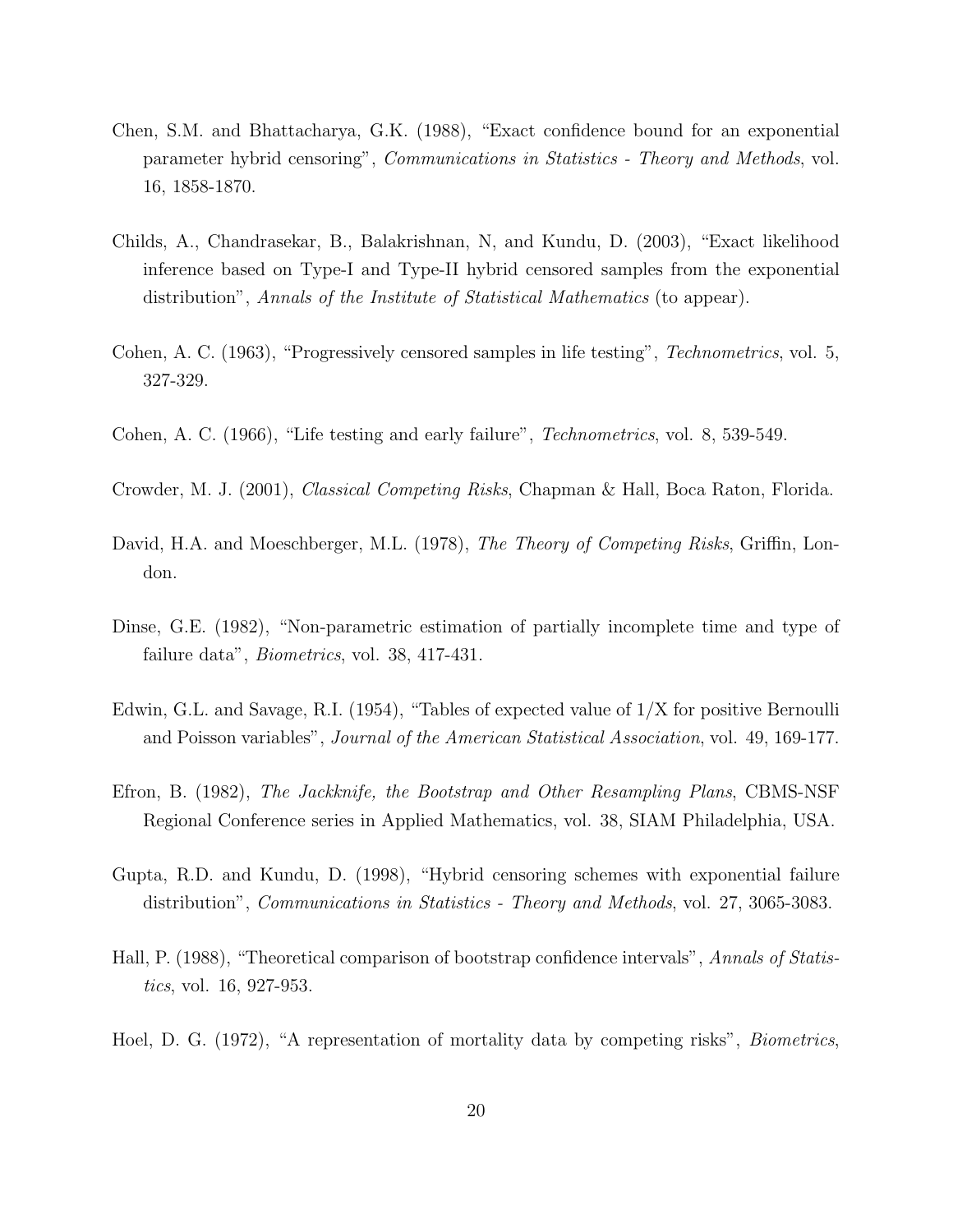Chen, S.M. and Bhattacharya, G.K. (1988), "Exact confidence bound for an exponential parameter hybrid censoring", *Communications in Statistics - Theory and Methods*, vol. 16, 1858-1870.

Childs, A., Chandrasekar, B., Balakrishnan, N, and Kundu, D. (2003), "Exact likelihood inference based on Type-I and Type-II hybrid censored samples from the exponential distribution", *Annals of the Institute of Statistical Mathematics* (to appear).

Cohen, A. C. (1963), "Progressively censored samples in life testing", *Technometrics*, vol. 5, 327-329.

Cohen, A. C. (1966), "Life testing and early failure", *Technometrics*, vol. 8, 539-549.

Crowder, M. J. (2001), *Classical Competing Risks*, Chapman & Hall, Boca Raton, Florida.

David, H.A. and Moeschberger, M.L. (1978), *The Theory of Competing Risks*, Griffin, London.

Dinse, G.E. (1982), "Non-parametric estimation of partially incomplete time and type of failure data", *Biometrics*, vol. 38, 417-431.

Edwin, G.L. and Savage, R.I. (1954), "Tables of expected value of 1/X for positive Bernoulli and Poisson variables", *Journal of the American Statistical Association*, vol. 49, 169-177.

Efron, B. (1982), *The Jackknife, the Bootstrap and Other Resampling Plans*, CBMS-NSF Regional Conference series in Applied Mathematics, vol. 38, SIAM Philadelphia, USA.

Gupta, R.D. and Kundu, D. (1998), "Hybrid censoring schemes with exponential failure distribution", *Communications in Statistics - Theory and Methods*, vol. 27, 3065-3083.

Hall, P. (1988), "Theoretical comparison of bootstrap confidence intervals", *Annals of Statistics*, vol. 16, 927-953.

Hoel, D. G. (1972), "A representation of mortality data by competing risks", *Biometrics*,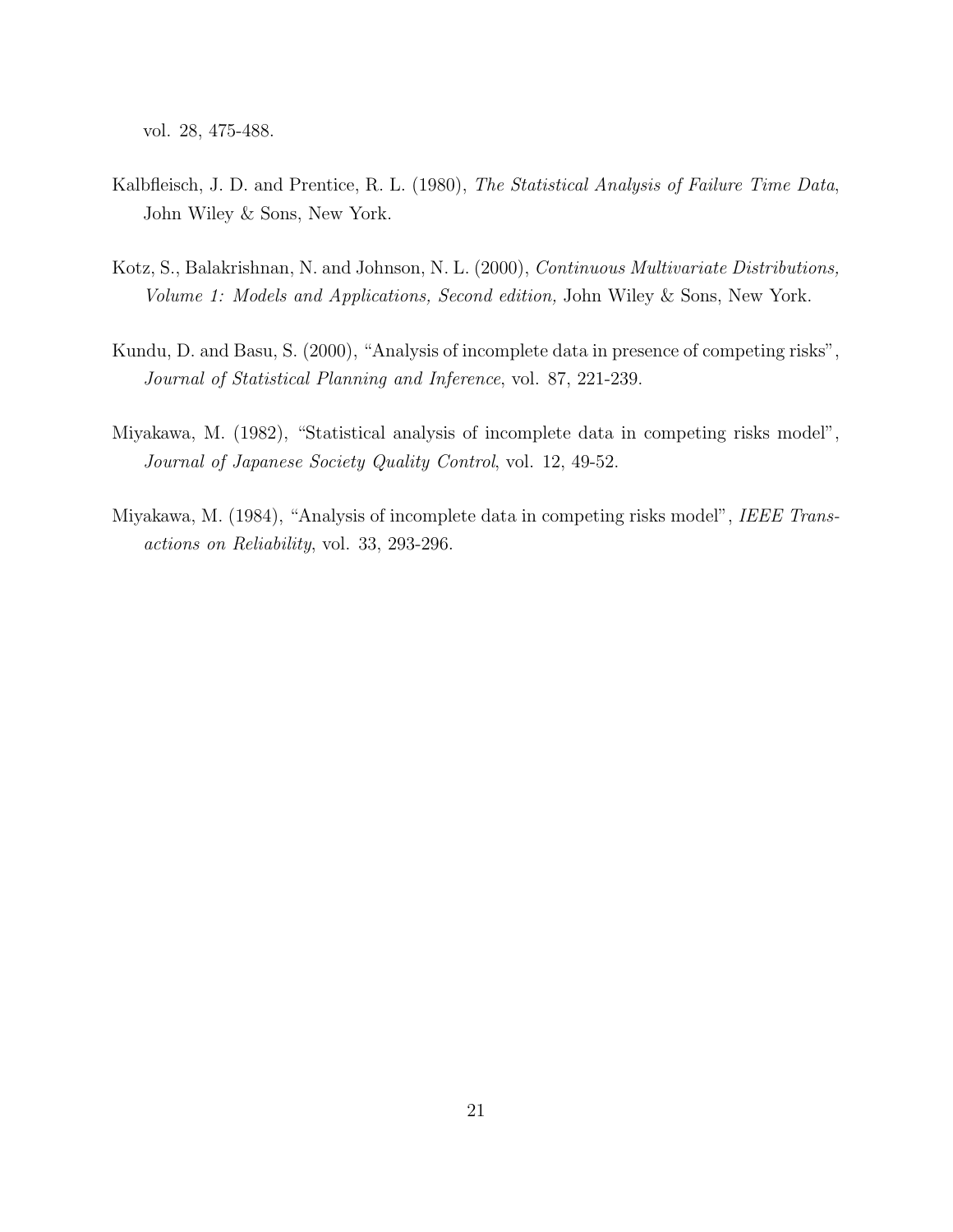vol. 28, 475-488.

Kalbfleisch, J. D. and Prentice, R. L. (1980), *The Statistical Analysis of Failure Time Data*, John Wiley & Sons, New York.

Kotz, S., Balakrishnan, N. and Johnson, N. L. (2000), *Continuous Multivariate Distributions, Volume 1: Models and Applications, Second edition,* John Wiley & Sons, New York.

Kundu, D. and Basu, S. (2000), "Analysis of incomplete data in presence of competing risks", *Journal of Statistical Planning and Inference*, vol. 87, 221-239.

Miyakawa, M. (1982), "Statistical analysis of incomplete data in competing risks model", *Journal of Japanese Society Quality Control*, vol. 12, 49-52.

Miyakawa, M. (1984), "Analysis of incomplete data in competing risks model", *IEEE Transactions on Reliability*, vol. 33, 293-296.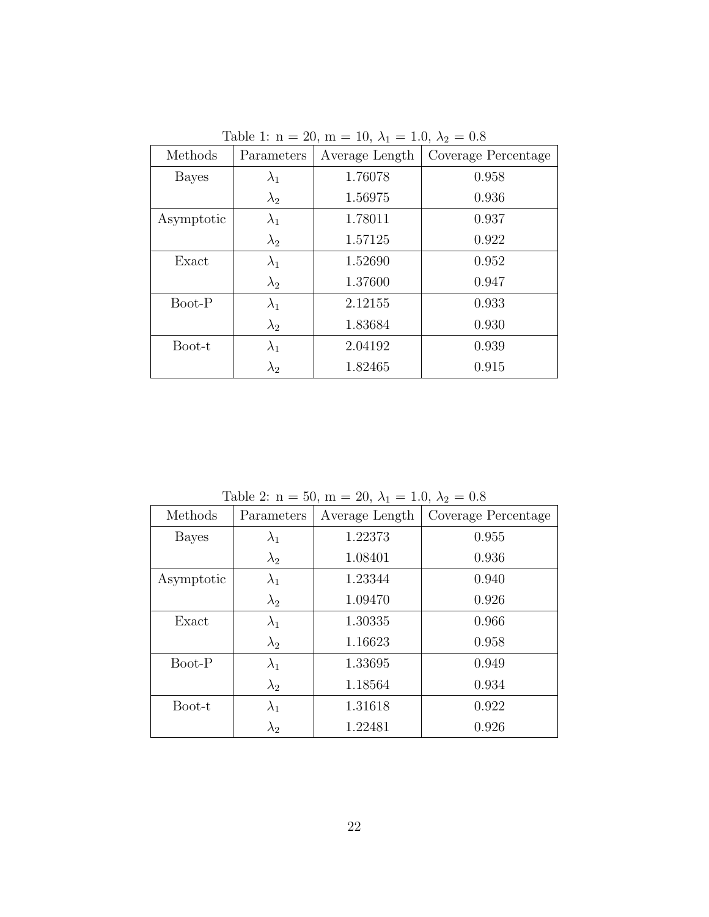Table 1: n = 20, m = 10, $\lambda_1 = 1.0$, $\lambda_2 = 0.8$

| Methods | Parameters | Average Length | Coverage Percentage |
|---|---|---|---|
| Bayes | $\lambda_1$ | 1.76078 | 0.958 |
| | $\lambda_2$ | 1.56975 | 0.936 |
| Asymptotic | $\lambda_1$ | 1.78011 | 0.937 |
| | $\lambda_2$ | 1.57125 | 0.922 |
| Exact | $\lambda_1$ | 1.52690 | 0.952 |
| | $\lambda_2$ | 1.37600 | 0.947 |
| Boot-P | $\lambda_1$ | 2.12155 | 0.933 |
| | $\lambda_2$ | 1.83684 | 0.930 |
| Boot-t | $\lambda_1$ | 2.04192 | 0.939 |
| | $\lambda_2$ | 1.82465 | 0.915 |

Table 2: n = 50, m = 20, $\lambda_1 = 1.0$, $\lambda_2 = 0.8$

| Methods | Parameters | Average Length | Coverage Percentage |
|---|---|---|---|
| Bayes | $\lambda_1$ | 1.22373 | 0.955 |
| | $\lambda_2$ | 1.08401 | 0.936 |
| Asymptotic | $\lambda_1$ | 1.23344 | 0.940 |
| | $\lambda_2$ | 1.09470 | 0.926 |
| Exact | $\lambda_1$ | 1.30335 | 0.966 |
| | $\lambda_2$ | 1.16623 | 0.958 |
| Boot-P | $\lambda_1$ | 1.33695 | 0.949 |
| | $\lambda_2$ | 1.18564 | 0.934 |
| Boot-t | $\lambda_1$ | 1.31618 | 0.922 |
| | $\lambda_2$ | 1.22481 | 0.926 |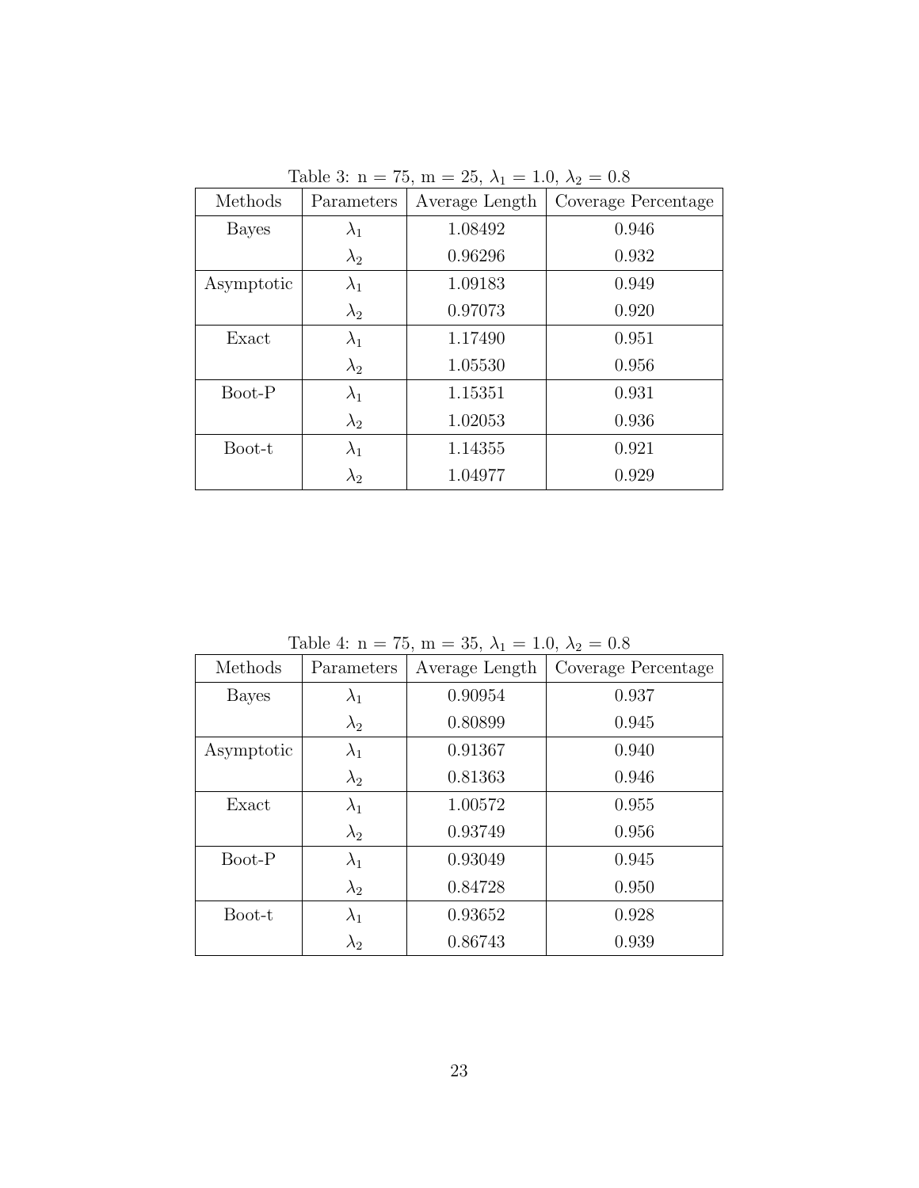Table 3: n = 75, m = 25, $\lambda_1 = 1.0$, $\lambda_2 = 0.8$

| Methods | Parameters | Average Length | Coverage Percentage |
|---|---|---|---|
| Bayes | $\lambda_1$ | 1.08492 | 0.946 |
| | $\lambda_2$ | 0.96296 | 0.932 |
| Asymptotic | $\lambda_1$ | 1.09183 | 0.949 |
| | $\lambda_2$ | 0.97073 | 0.920 |
| Exact | $\lambda_1$ | 1.17490 | 0.951 |
| | $\lambda_2$ | 1.05530 | 0.956 |
| Boot-P | $\lambda_1$ | 1.15351 | 0.931 |
| | $\lambda_2$ | 1.02053 | 0.936 |
| Boot-t | $\lambda_1$ | 1.14355 | 0.921 |
| | $\lambda_2$ | 1.04977 | 0.929 |

Table 4: n = 75, m = 35, $\lambda_1 = 1.0$, $\lambda_2 = 0.8$

| Methods | Parameters | Average Length | Coverage Percentage |
|---|---|---|---|
| Bayes | $\lambda_1$ | 0.90954 | 0.937 |
| | $\lambda_2$ | 0.80899 | 0.945 |
| Asymptotic | $\lambda_1$ | 0.91367 | 0.940 |
| | $\lambda_2$ | 0.81363 | 0.946 |
| Exact | $\lambda_1$ | 1.00572 | 0.955 |
| | $\lambda_2$ | 0.93749 | 0.956 |
| Boot-P | $\lambda_1$ | 0.93049 | 0.945 |
| | $\lambda_2$ | 0.84728 | 0.950 |
| Boot-t | $\lambda_1$ | 0.93652 | 0.928 |
| | $\lambda_2$ | 0.86743 | 0.939 |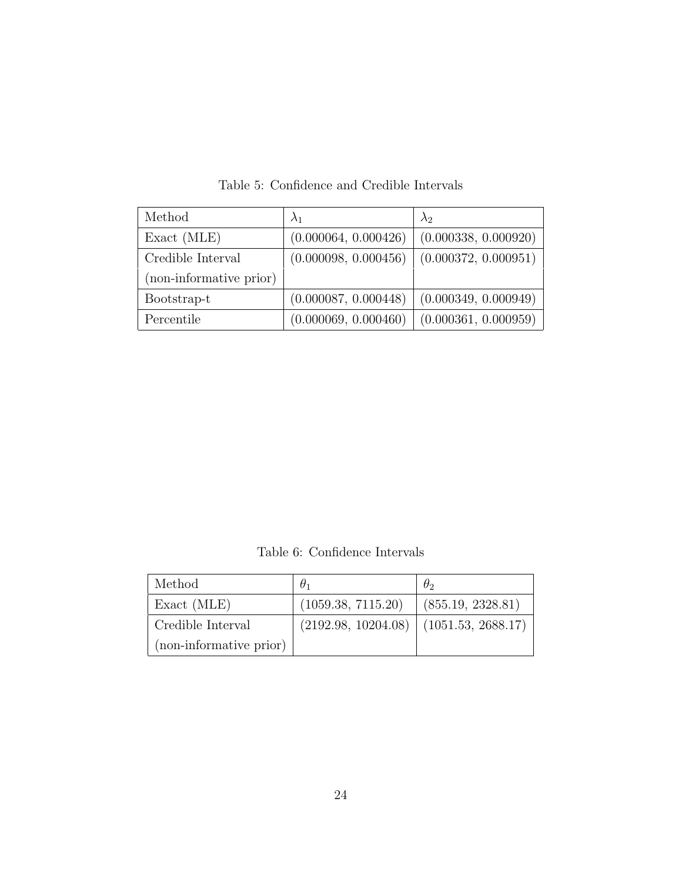Table 5: Confidence and Credible Intervals

| Method | $\lambda_1$ | $\lambda_2$ |
| --- | --- | --- |
| Exact (MLE) | (0.000064, 0.000426) | (0.000338, 0.000920) |
| Credible Interval (non-informative prior) | (0.000098, 0.000456) | (0.000372, 0.000951) |
| Bootstrap-t | (0.000087, 0.000448) | (0.000349, 0.000949) |
| Percentile | (0.000069, 0.000460) | (0.000361, 0.000959) |

Table 6: Confidence Intervals

| Method | $\theta_1$ | $\theta_2$ |
| --- | --- | --- |
| Exact (MLE) | (1059.38, 7115.20) | (855.19, 2328.81) |
| Credible Interval (non-informative prior) | (2192.98, 10204.08) | (1051.53, 2688.17) |